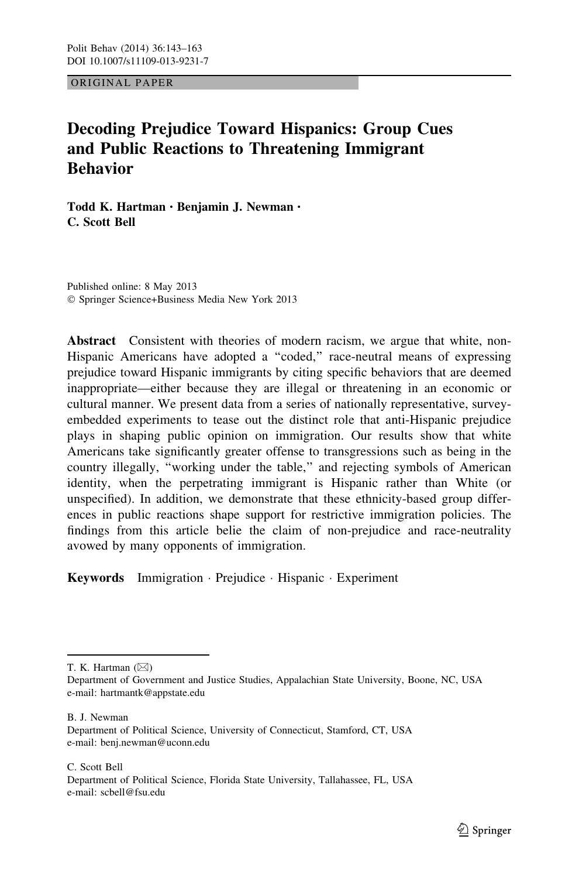ORIGINAL PAPER

# Decoding Prejudice Toward Hispanics: Group Cues and Public Reactions to Threatening Immigrant Behavior

**Todd K. Hartman · Benjamin J. Newman · C. Scott Bell**

Published online: 8 May 2013
© Springer Science+Business Media New York 2013

**Abstract** Consistent with theories of modern racism, we argue that white, non-Hispanic Americans have adopted a "coded," race-neutral means of expressing prejudice toward Hispanic immigrants by citing specific behaviors that are deemed inappropriate—either because they are illegal or threatening in an economic or cultural manner. We present data from a series of nationally representative, survey-embedded experiments to tease out the distinct role that anti-Hispanic prejudice plays in shaping public opinion on immigration. Our results show that white Americans take significantly greater offense to transgressions such as being in the country illegally, "working under the table," and rejecting symbols of American identity, when the perpetrating immigrant is Hispanic rather than White (or unspecified). In addition, we demonstrate that these ethnicity-based group differences in public reactions shape support for restrictive immigration policies. The findings from this article belie the claim of non-prejudice and race-neutrality avowed by many opponents of immigration.

**Keywords** Immigration · Prejudice · Hispanic · Experiment

---

T. K. Hartman (✉)
Department of Government and Justice Studies, Appalachian State University, Boone, NC, USA
e-mail: hartmantk@appstate.edu

B. J. Newman
Department of Political Science, University of Connecticut, Stamford, CT, USA
e-mail: benj.newman@uconn.edu

C. Scott Bell
Department of Political Science, Florida State University, Tallahassee, FL, USA
e-mail: scbell@fsu.edu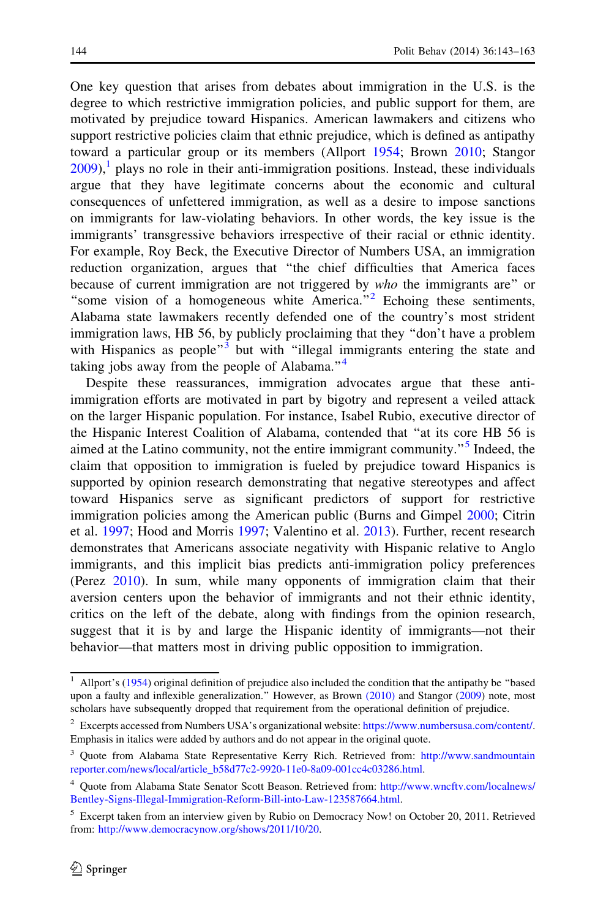One key question that arises from debates about immigration in the U.S. is the degree to which restrictive immigration policies, and public support for them, are motivated by prejudice toward Hispanics. American lawmakers and citizens who support restrictive policies claim that ethnic prejudice, which is defined as antipathy toward a particular group or its members (Allport 1954; Brown 2010; Stangor 2009),[1] plays no role in their anti-immigration positions. Instead, these individuals argue that they have legitimate concerns about the economic and cultural consequences of unfettered immigration, as well as a desire to impose sanctions on immigrants for law-violating behaviors. In other words, the key issue is the immigrants' transgressive behaviors irrespective of their racial or ethnic identity. For example, Roy Beck, the Executive Director of Numbers USA, an immigration reduction organization, argues that "the chief difficulties that America faces because of current immigration are not triggered by *who* the immigrants are" or "some vision of a homogeneous white America."[2] Echoing these sentiments, Alabama state lawmakers recently defended one of the country's most strident immigration laws, HB 56, by publicly proclaiming that they "don't have a problem with Hispanics as people"[3] but with "illegal immigrants entering the state and taking jobs away from the people of Alabama."[4]

Despite these reassurances, immigration advocates argue that these anti-immigration efforts are motivated in part by bigotry and represent a veiled attack on the larger Hispanic population. For instance, Isabel Rubio, executive director of the Hispanic Interest Coalition of Alabama, contended that "at its core HB 56 is aimed at the Latino community, not the entire immigrant community."[5] Indeed, the claim that opposition to immigration is fueled by prejudice toward Hispanics is supported by opinion research demonstrating that negative stereotypes and affect toward Hispanics serve as significant predictors of support for restrictive immigration policies among the American public (Burns and Gimpel 2000; Citrin et al. 1997; Hood and Morris 1997; Valentino et al. 2013). Further, recent research demonstrates that Americans associate negativity with Hispanic relative to Anglo immigrants, and this implicit bias predicts anti-immigration policy preferences (Perez 2010). In sum, while many opponents of immigration claim that their aversion centers upon the behavior of immigrants and not their ethnic identity, critics on the left of the debate, along with findings from the opinion research, suggest that it is by and large the Hispanic identity of immigrants—not their behavior—that matters most in driving public opposition to immigration.

---

[1] Allport's (1954) original definition of prejudice also included the condition that the antipathy be "based upon a faulty and inflexible generalization." However, as Brown (2010) and Stangor (2009) note, most scholars have subsequently dropped that requirement from the operational definition of prejudice.

[2] Excerpts accessed from Numbers USA's organizational website: https://www.numbersusa.com/content/. Emphasis in italics were added by authors and do not appear in the original quote.

[3] Quote from Alabama State Representative Kerry Rich. Retrieved from: http://www.sandmountainreporter.com/news/local/article_b58d77c2-9920-11e0-8a09-001cc4c03286.html.

[4] Quote from Alabama State Senator Scott Beason. Retrieved from: http://www.wncftv.com/localnews/Bentley-Signs-Illegal-Immigration-Reform-Bill-into-Law-123587664.html.

[5] Excerpt taken from an interview given by Rubio on Democracy Now! on October 20, 2011. Retrieved from: http://www.democracynow.org/shows/2011/10/20.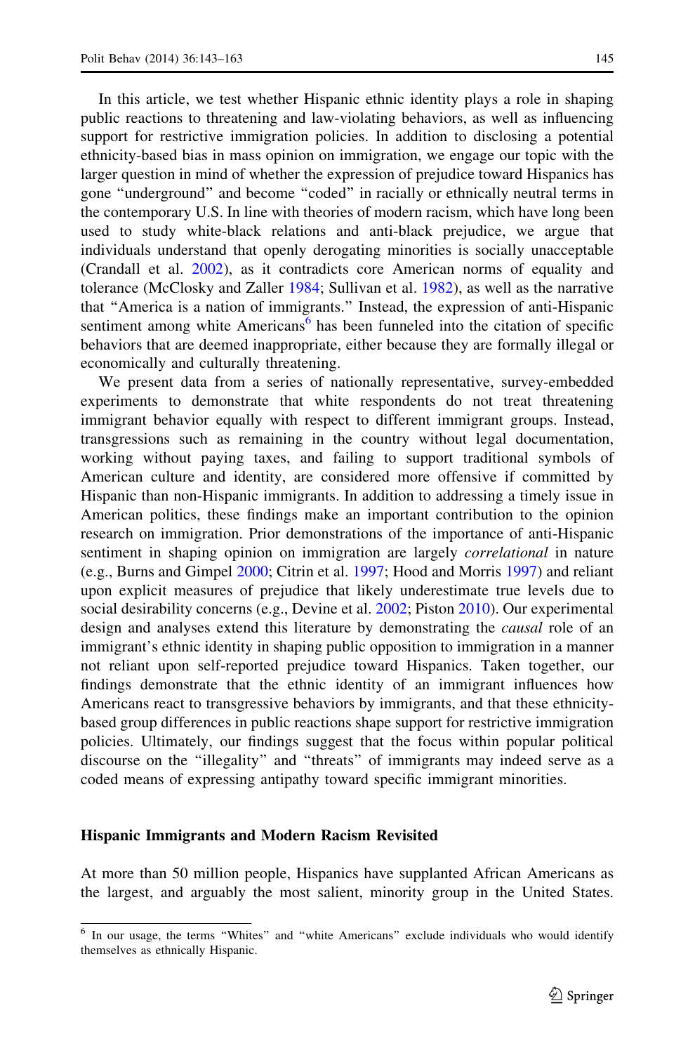In this article, we test whether Hispanic ethnic identity plays a role in shaping public reactions to threatening and law-violating behaviors, as well as influencing support for restrictive immigration policies. In addition to disclosing a potential ethnicity-based bias in mass opinion on immigration, we engage our topic with the larger question in mind of whether the expression of prejudice toward Hispanics has gone "underground" and become "coded" in racially or ethnically neutral terms in the contemporary U.S. In line with theories of modern racism, which have long been used to study white-black relations and anti-black prejudice, we argue that individuals understand that openly derogating minorities is socially unacceptable (Crandall et al. 2002), as it contradicts core American norms of equality and tolerance (McClosky and Zaller 1984; Sullivan et al. 1982), as well as the narrative that "America is a nation of immigrants." Instead, the expression of anti-Hispanic sentiment among white Americans[6] has been funneled into the citation of specific behaviors that are deemed inappropriate, either because they are formally illegal or economically and culturally threatening.

We present data from a series of nationally representative, survey-embedded experiments to demonstrate that white respondents do not treat threatening immigrant behavior equally with respect to different immigrant groups. Instead, transgressions such as remaining in the country without legal documentation, working without paying taxes, and failing to support traditional symbols of American culture and identity, are considered more offensive if committed by Hispanic than non-Hispanic immigrants. In addition to addressing a timely issue in American politics, these findings make an important contribution to the opinion research on immigration. Prior demonstrations of the importance of anti-Hispanic sentiment in shaping opinion on immigration are largely *correlational* in nature (e.g., Burns and Gimpel 2000; Citrin et al. 1997; Hood and Morris 1997) and reliant upon explicit measures of prejudice that likely underestimate true levels due to social desirability concerns (e.g., Devine et al. 2002; Piston 2010). Our experimental design and analyses extend this literature by demonstrating the *causal* role of an immigrant's ethnic identity in shaping public opposition to immigration in a manner not reliant upon self-reported prejudice toward Hispanics. Taken together, our findings demonstrate that the ethnic identity of an immigrant influences how Americans react to transgressive behaviors by immigrants, and that these ethnicity-based group differences in public reactions shape support for restrictive immigration policies. Ultimately, our findings suggest that the focus within popular political discourse on the "illegality" and "threats" of immigrants may indeed serve as a coded means of expressing antipathy toward specific immigrant minorities.

## Hispanic Immigrants and Modern Racism Revisited

At more than 50 million people, Hispanics have supplanted African Americans as the largest, and arguably the most salient, minority group in the United States.

[6] In our usage, the terms "Whites" and "white Americans" exclude individuals who would identify themselves as ethnically Hispanic.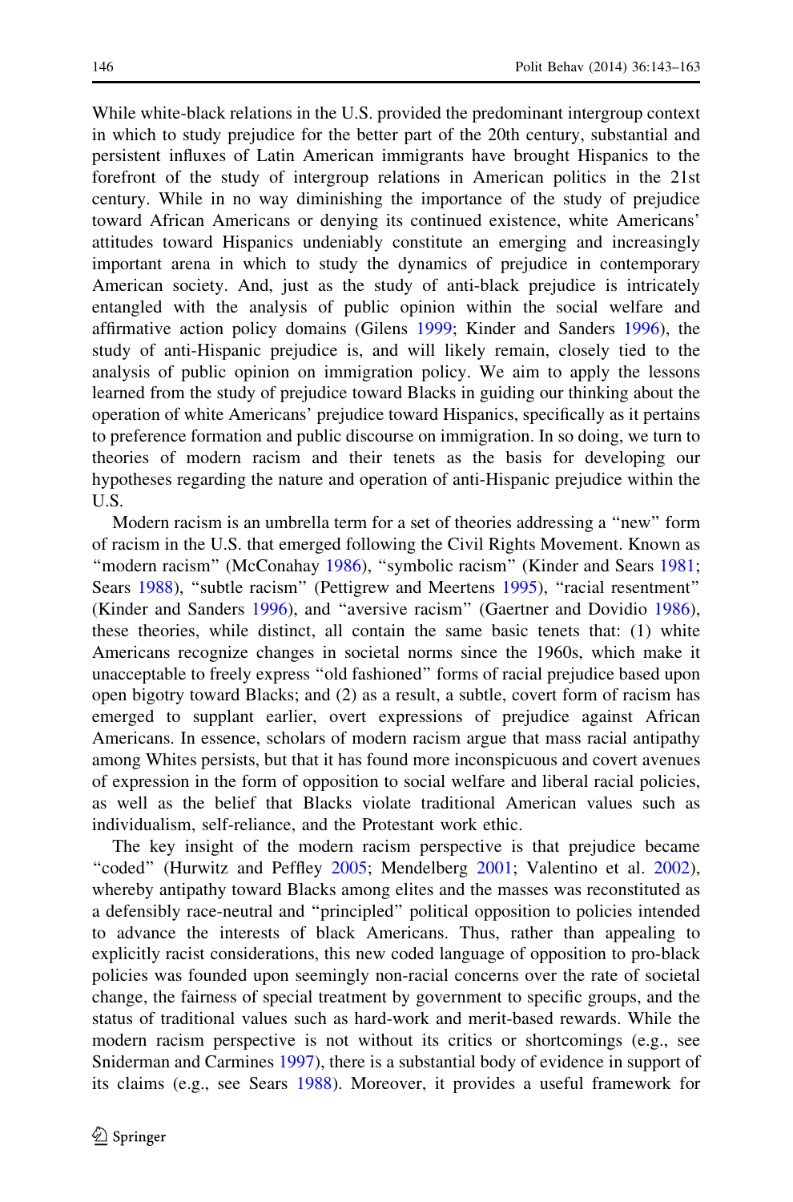While white-black relations in the U.S. provided the predominant intergroup context in which to study prejudice for the better part of the 20th century, substantial and persistent influxes of Latin American immigrants have brought Hispanics to the forefront of the study of intergroup relations in American politics in the 21st century. While in no way diminishing the importance of the study of prejudice toward African Americans or denying its continued existence, white Americans' attitudes toward Hispanics undeniably constitute an emerging and increasingly important arena in which to study the dynamics of prejudice in contemporary American society. And, just as the study of anti-black prejudice is intricately entangled with the analysis of public opinion within the social welfare and affirmative action policy domains (Gilens 1999; Kinder and Sanders 1996), the study of anti-Hispanic prejudice is, and will likely remain, closely tied to the analysis of public opinion on immigration policy. We aim to apply the lessons learned from the study of prejudice toward Blacks in guiding our thinking about the operation of white Americans' prejudice toward Hispanics, specifically as it pertains to preference formation and public discourse on immigration. In so doing, we turn to theories of modern racism and their tenets as the basis for developing our hypotheses regarding the nature and operation of anti-Hispanic prejudice within the U.S.

Modern racism is an umbrella term for a set of theories addressing a "new" form of racism in the U.S. that emerged following the Civil Rights Movement. Known as "modern racism" (McConahay 1986), "symbolic racism" (Kinder and Sears 1981; Sears 1988), "subtle racism" (Pettigrew and Meertens 1995), "racial resentment" (Kinder and Sanders 1996), and "aversive racism" (Gaertner and Dovidio 1986), these theories, while distinct, all contain the same basic tenets that: (1) white Americans recognize changes in societal norms since the 1960s, which make it unacceptable to freely express "old fashioned" forms of racial prejudice based upon open bigotry toward Blacks; and (2) as a result, a subtle, covert form of racism has emerged to supplant earlier, overt expressions of prejudice against African Americans. In essence, scholars of modern racism argue that mass racial antipathy among Whites persists, but that it has found more inconspicuous and covert avenues of expression in the form of opposition to social welfare and liberal racial policies, as well as the belief that Blacks violate traditional American values such as individualism, self-reliance, and the Protestant work ethic.

The key insight of the modern racism perspective is that prejudice became "coded" (Hurwitz and Peffley 2005; Mendelberg 2001; Valentino et al. 2002), whereby antipathy toward Blacks among elites and the masses was reconstituted as a defensibly race-neutral and "principled" political opposition to policies intended to advance the interests of black Americans. Thus, rather than appealing to explicitly racist considerations, this new coded language of opposition to pro-black policies was founded upon seemingly non-racial concerns over the rate of societal change, the fairness of special treatment by government to specific groups, and the status of traditional values such as hard-work and merit-based rewards. While the modern racism perspective is not without its critics or shortcomings (e.g., see Sniderman and Carmines 1997), there is a substantial body of evidence in support of its claims (e.g., see Sears 1988). Moreover, it provides a useful framework for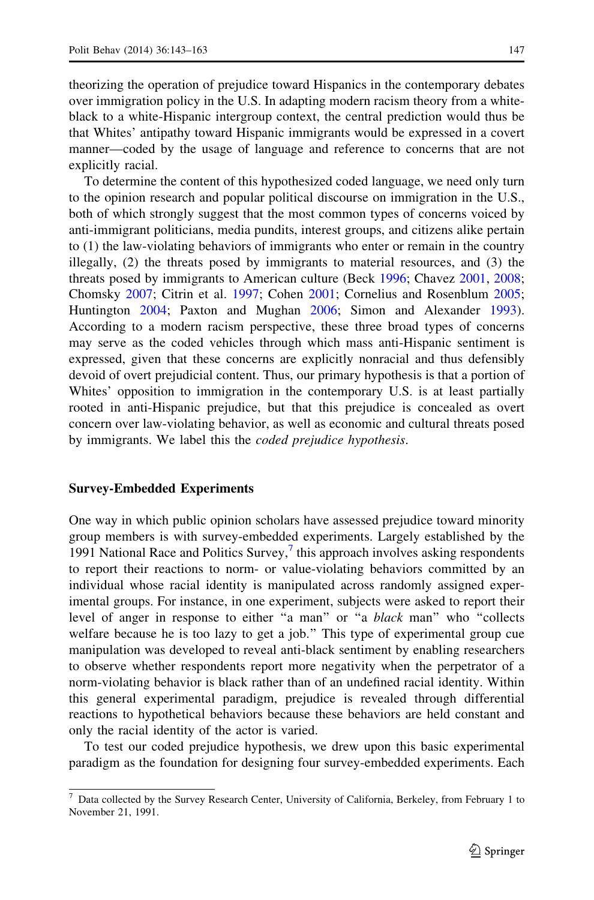theorizing the operation of prejudice toward Hispanics in the contemporary debates over immigration policy in the U.S. In adapting modern racism theory from a white-black to a white-Hispanic intergroup context, the central prediction would thus be that Whites' antipathy toward Hispanic immigrants would be expressed in a covert manner—coded by the usage of language and reference to concerns that are not explicitly racial.

To determine the content of this hypothesized coded language, we need only turn to the opinion research and popular political discourse on immigration in the U.S., both of which strongly suggest that the most common types of concerns voiced by anti-immigrant politicians, media pundits, interest groups, and citizens alike pertain to (1) the law-violating behaviors of immigrants who enter or remain in the country illegally, (2) the threats posed by immigrants to material resources, and (3) the threats posed by immigrants to American culture (Beck 1996; Chavez 2001, 2008; Chomsky 2007; Citrin et al. 1997; Cohen 2001; Cornelius and Rosenblum 2005; Huntington 2004; Paxton and Mughan 2006; Simon and Alexander 1993). According to a modern racism perspective, these three broad types of concerns may serve as the coded vehicles through which mass anti-Hispanic sentiment is expressed, given that these concerns are explicitly nonracial and thus defensibly devoid of overt prejudicial content. Thus, our primary hypothesis is that a portion of Whites' opposition to immigration in the contemporary U.S. is at least partially rooted in anti-Hispanic prejudice, but that this prejudice is concealed as overt concern over law-violating behavior, as well as economic and cultural threats posed by immigrants. We label this the *coded prejudice hypothesis*.

## Survey-Embedded Experiments

One way in which public opinion scholars have assessed prejudice toward minority group members is with survey-embedded experiments. Largely established by the 1991 National Race and Politics Survey,[7] this approach involves asking respondents to report their reactions to norm- or value-violating behaviors committed by an individual whose racial identity is manipulated across randomly assigned experimental groups. For instance, in one experiment, subjects were asked to report their level of anger in response to either "a man" or "a *black* man" who "collects welfare because he is too lazy to get a job." This type of experimental group cue manipulation was developed to reveal anti-black sentiment by enabling researchers to observe whether respondents report more negativity when the perpetrator of a norm-violating behavior is black rather than of an undefined racial identity. Within this general experimental paradigm, prejudice is revealed through differential reactions to hypothetical behaviors because these behaviors are held constant and only the racial identity of the actor is varied.

To test our coded prejudice hypothesis, we drew upon this basic experimental paradigm as the foundation for designing four survey-embedded experiments. Each

[7] Data collected by the Survey Research Center, University of California, Berkeley, from February 1 to November 21, 1991.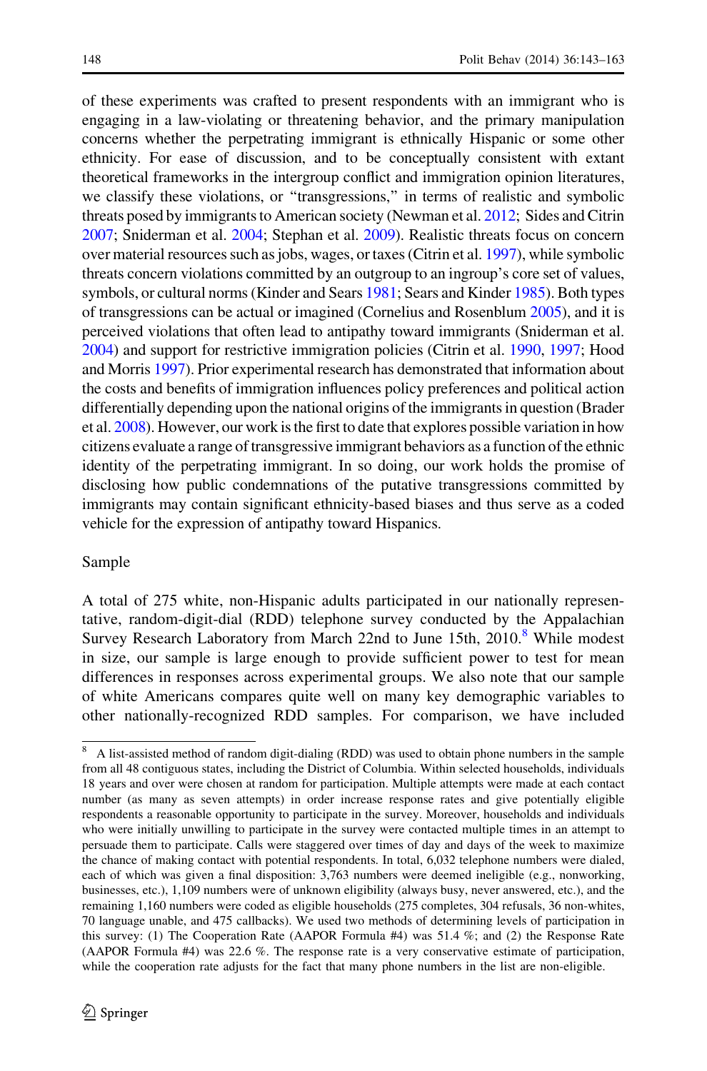of these experiments was crafted to present respondents with an immigrant who is engaging in a law-violating or threatening behavior, and the primary manipulation concerns whether the perpetrating immigrant is ethnically Hispanic or some other ethnicity. For ease of discussion, and to be conceptually consistent with extant theoretical frameworks in the intergroup conflict and immigration opinion literatures, we classify these violations, or "transgressions," in terms of realistic and symbolic threats posed by immigrants to American society (Newman et al. 2012; Sides and Citrin 2007; Sniderman et al. 2004; Stephan et al. 2009). Realistic threats focus on concern over material resources such as jobs, wages, or taxes (Citrin et al. 1997), while symbolic threats concern violations committed by an outgroup to an ingroup's core set of values, symbols, or cultural norms (Kinder and Sears 1981; Sears and Kinder 1985). Both types of transgressions can be actual or imagined (Cornelius and Rosenblum 2005), and it is perceived violations that often lead to antipathy toward immigrants (Sniderman et al. 2004) and support for restrictive immigration policies (Citrin et al. 1990, 1997; Hood and Morris 1997). Prior experimental research has demonstrated that information about the costs and benefits of immigration influences policy preferences and political action differentially depending upon the national origins of the immigrants in question (Brader et al. 2008). However, our work is the first to date that explores possible variation in how citizens evaluate a range of transgressive immigrant behaviors as a function of the ethnic identity of the perpetrating immigrant. In so doing, our work holds the promise of disclosing how public condemnations of the putative transgressions committed by immigrants may contain significant ethnicity-based biases and thus serve as a coded vehicle for the expression of antipathy toward Hispanics.

## Sample

A total of 275 white, non-Hispanic adults participated in our nationally representative, random-digit-dial (RDD) telephone survey conducted by the Appalachian Survey Research Laboratory from March 22nd to June 15th, 2010.[8] While modest in size, our sample is large enough to provide sufficient power to test for mean differences in responses across experimental groups. We also note that our sample of white Americans compares quite well on many key demographic variables to other nationally-recognized RDD samples. For comparison, we have included

---

[8] A list-assisted method of random digit-dialing (RDD) was used to obtain phone numbers in the sample from all 48 contiguous states, including the District of Columbia. Within selected households, individuals 18 years and over were chosen at random for participation. Multiple attempts were made at each contact number (as many as seven attempts) in order increase response rates and give potentially eligible respondents a reasonable opportunity to participate in the survey. Moreover, households and individuals who were initially unwilling to participate in the survey were contacted multiple times in an attempt to persuade them to participate. Calls were staggered over times of day and days of the week to maximize the chance of making contact with potential respondents. In total, 6,032 telephone numbers were dialed, each of which was given a final disposition: 3,763 numbers were deemed ineligible (e.g., nonworking, businesses, etc.), 1,109 numbers were of unknown eligibility (always busy, never answered, etc.), and the remaining 1,160 numbers were coded as eligible households (275 completes, 304 refusals, 36 non-whites, 70 language unable, and 475 callbacks). We used two methods of determining levels of participation in this survey: (1) The Cooperation Rate (AAPOR Formula #4) was 51.4 %; and (2) the Response Rate (AAPOR Formula #4) was 22.6 %. The response rate is a very conservative estimate of participation, while the cooperation rate adjusts for the fact that many phone numbers in the list are non-eligible.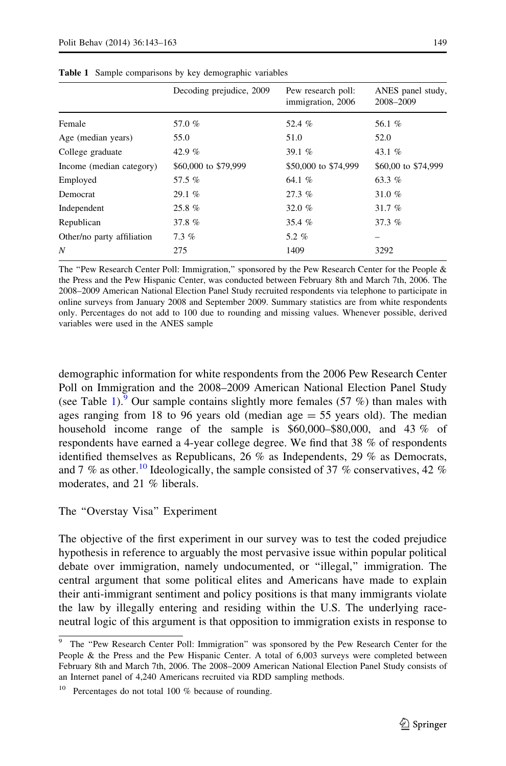**Table 1** Sample comparisons by key demographic variables

| | Decoding prejudice, 2009 | Pew research poll: immigration, 2006 | ANES panel study, 2008–2009 |
|---|---|---|---|
| Female | 57.0 % | 52.4 % | 56.1 % |
| Age (median years) | 55.0 | 51.0 | 52.0 |
| College graduate | 42.9 % | 39.1 % | 43.1 % |
| Income (median category) | $60,000 to $79,999 | $50,000 to $74,999 | $60,00 to $74,999 |
| Employed | 57.5 % | 64.1 % | 63.3 % |
| Democrat | 29.1 % | 27.3 % | 31.0 % |
| Independent | 25.8 % | 32.0 % | 31.7 % |
| Republican | 37.8 % | 35.4 % | 37.3 % |
| Other/no party affiliation | 7.3 % | 5.2 % | – |
| *N* | 275 | 1409 | 3292 |

The "Pew Research Center Poll: Immigration," sponsored by the Pew Research Center for the People & the Press and the Pew Hispanic Center, was conducted between February 8th and March 7th, 2006. The 2008–2009 American National Election Panel Study recruited respondents via telephone to participate in online surveys from January 2008 and September 2009. Summary statistics are from white respondents only. Percentages do not add to 100 due to rounding and missing values. Whenever possible, derived variables were used in the ANES sample

demographic information for white respondents from the 2006 Pew Research Center Poll on Immigration and the 2008–2009 American National Election Panel Study (see Table 1).[9] Our sample contains slightly more females (57 %) than males with ages ranging from 18 to 96 years old (median age = 55 years old). The median household income range of the sample is $60,000–$80,000, and 43 % of respondents have earned a 4-year college degree. We find that 38 % of respondents identified themselves as Republicans, 26 % as Independents, 29 % as Democrats, and 7 % as other.[10] Ideologically, the sample consisted of 37 % conservatives, 42 % moderates, and 21 % liberals.

## The "Overstay Visa" Experiment

The objective of the first experiment in our survey was to test the coded prejudice hypothesis in reference to arguably the most pervasive issue within popular political debate over immigration, namely undocumented, or "illegal," immigration. The central argument that some political elites and Americans have made to explain their anti-immigrant sentiment and policy positions is that many immigrants violate the law by illegally entering and residing within the U.S. The underlying race-neutral logic of this argument is that opposition to immigration exists in response to

[9] The "Pew Research Center Poll: Immigration" was sponsored by the Pew Research Center for the People & the Press and the Pew Hispanic Center. A total of 6,003 surveys were completed between February 8th and March 7th, 2006. The 2008–2009 American National Election Panel Study consists of an Internet panel of 4,240 Americans recruited via RDD sampling methods.

[10] Percentages do not total 100 % because of rounding.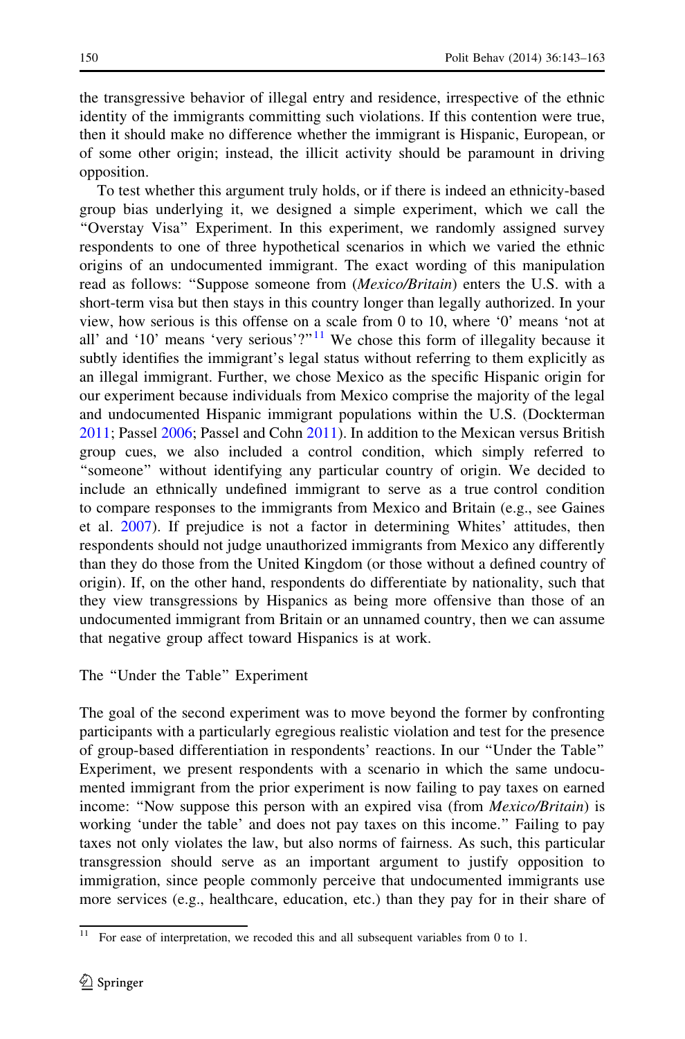the transgressive behavior of illegal entry and residence, irrespective of the ethnic identity of the immigrants committing such violations. If this contention were true, then it should make no difference whether the immigrant is Hispanic, European, or of some other origin; instead, the illicit activity should be paramount in driving opposition.

To test whether this argument truly holds, or if there is indeed an ethnicity-based group bias underlying it, we designed a simple experiment, which we call the "Overstay Visa" Experiment. In this experiment, we randomly assigned survey respondents to one of three hypothetical scenarios in which we varied the ethnic origins of an undocumented immigrant. The exact wording of this manipulation read as follows: "Suppose someone from (*Mexico/Britain*) enters the U.S. with a short-term visa but then stays in this country longer than legally authorized. In your view, how serious is this offense on a scale from 0 to 10, where '0' means 'not at all' and '10' means 'very serious'?"[11] We chose this form of illegality because it subtly identifies the immigrant's legal status without referring to them explicitly as an illegal immigrant. Further, we chose Mexico as the specific Hispanic origin for our experiment because individuals from Mexico comprise the majority of the legal and undocumented Hispanic immigrant populations within the U.S. (Dockterman 2011; Passel 2006; Passel and Cohn 2011). In addition to the Mexican versus British group cues, we also included a control condition, which simply referred to "someone" without identifying any particular country of origin. We decided to include an ethnically undefined immigrant to serve as a true control condition to compare responses to the immigrants from Mexico and Britain (e.g., see Gaines et al. 2007). If prejudice is not a factor in determining Whites' attitudes, then respondents should not judge unauthorized immigrants from Mexico any differently than they do those from the United Kingdom (or those without a defined country of origin). If, on the other hand, respondents do differentiate by nationality, such that they view transgressions by Hispanics as being more offensive than those of an undocumented immigrant from Britain or an unnamed country, then we can assume that negative group affect toward Hispanics is at work.

### The "Under the Table" Experiment

The goal of the second experiment was to move beyond the former by confronting participants with a particularly egregious realistic violation and test for the presence of group-based differentiation in respondents' reactions. In our "Under the Table" Experiment, we present respondents with a scenario in which the same undocumented immigrant from the prior experiment is now failing to pay taxes on earned income: "Now suppose this person with an expired visa (from *Mexico/Britain*) is working 'under the table' and does not pay taxes on this income." Failing to pay taxes not only violates the law, but also norms of fairness. As such, this particular transgression should serve as an important argument to justify opposition to immigration, since people commonly perceive that undocumented immigrants use more services (e.g., healthcare, education, etc.) than they pay for in their share of

[11] For ease of interpretation, we recoded this and all subsequent variables from 0 to 1.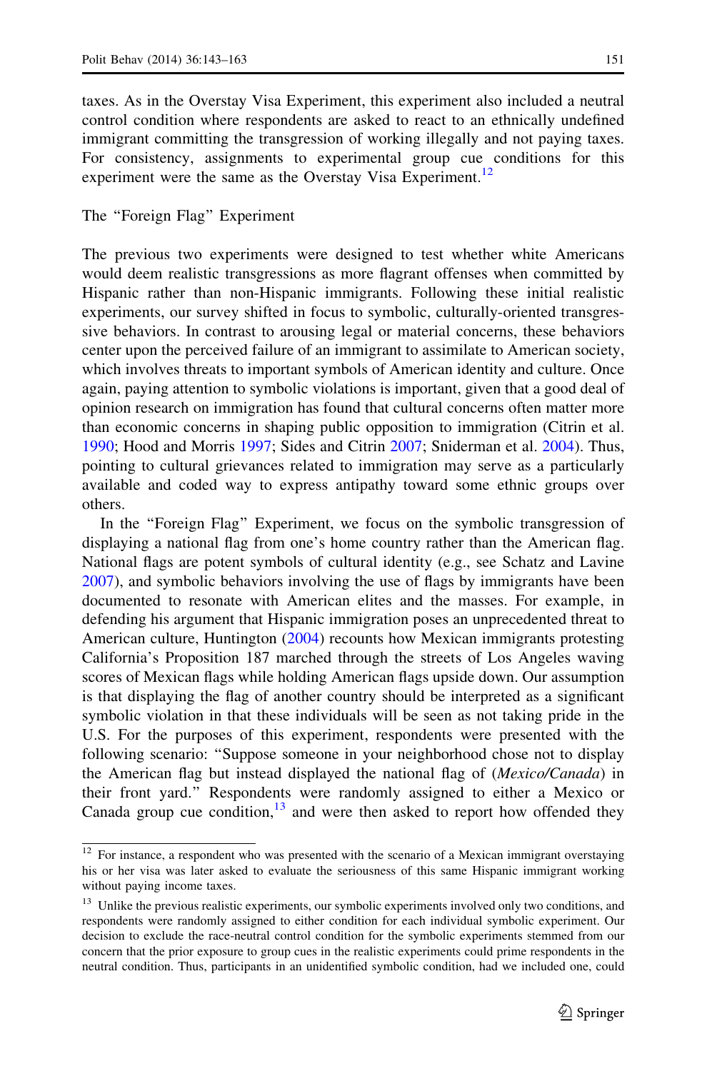taxes. As in the Overstay Visa Experiment, this experiment also included a neutral control condition where respondents are asked to react to an ethnically undefined immigrant committing the transgression of working illegally and not paying taxes. For consistency, assignments to experimental group cue conditions for this experiment were the same as the Overstay Visa Experiment.[12]

### The "Foreign Flag" Experiment

The previous two experiments were designed to test whether white Americans would deem realistic transgressions as more flagrant offenses when committed by Hispanic rather than non-Hispanic immigrants. Following these initial realistic experiments, our survey shifted in focus to symbolic, culturally-oriented transgressive behaviors. In contrast to arousing legal or material concerns, these behaviors center upon the perceived failure of an immigrant to assimilate to American society, which involves threats to important symbols of American identity and culture. Once again, paying attention to symbolic violations is important, given that a good deal of opinion research on immigration has found that cultural concerns often matter more than economic concerns in shaping public opposition to immigration (Citrin et al. 1990; Hood and Morris 1997; Sides and Citrin 2007; Sniderman et al. 2004). Thus, pointing to cultural grievances related to immigration may serve as a particularly available and coded way to express antipathy toward some ethnic groups over others.

In the "Foreign Flag" Experiment, we focus on the symbolic transgression of displaying a national flag from one's home country rather than the American flag. National flags are potent symbols of cultural identity (e.g., see Schatz and Lavine 2007), and symbolic behaviors involving the use of flags by immigrants have been documented to resonate with American elites and the masses. For example, in defending his argument that Hispanic immigration poses an unprecedented threat to American culture, Huntington (2004) recounts how Mexican immigrants protesting California's Proposition 187 marched through the streets of Los Angeles waving scores of Mexican flags while holding American flags upside down. Our assumption is that displaying the flag of another country should be interpreted as a significant symbolic violation in that these individuals will be seen as not taking pride in the U.S. For the purposes of this experiment, respondents were presented with the following scenario: "Suppose someone in your neighborhood chose not to display the American flag but instead displayed the national flag of (*Mexico/Canada*) in their front yard." Respondents were randomly assigned to either a Mexico or Canada group cue condition,[13] and were then asked to report how offended they

---

[12] For instance, a respondent who was presented with the scenario of a Mexican immigrant overstaying his or her visa was later asked to evaluate the seriousness of this same Hispanic immigrant working without paying income taxes.

[13] Unlike the previous realistic experiments, our symbolic experiments involved only two conditions, and respondents were randomly assigned to either condition for each individual symbolic experiment. Our decision to exclude the race-neutral control condition for the symbolic experiments stemmed from our concern that the prior exposure to group cues in the realistic experiments could prime respondents in the neutral condition. Thus, participants in an unidentified symbolic condition, had we included one, could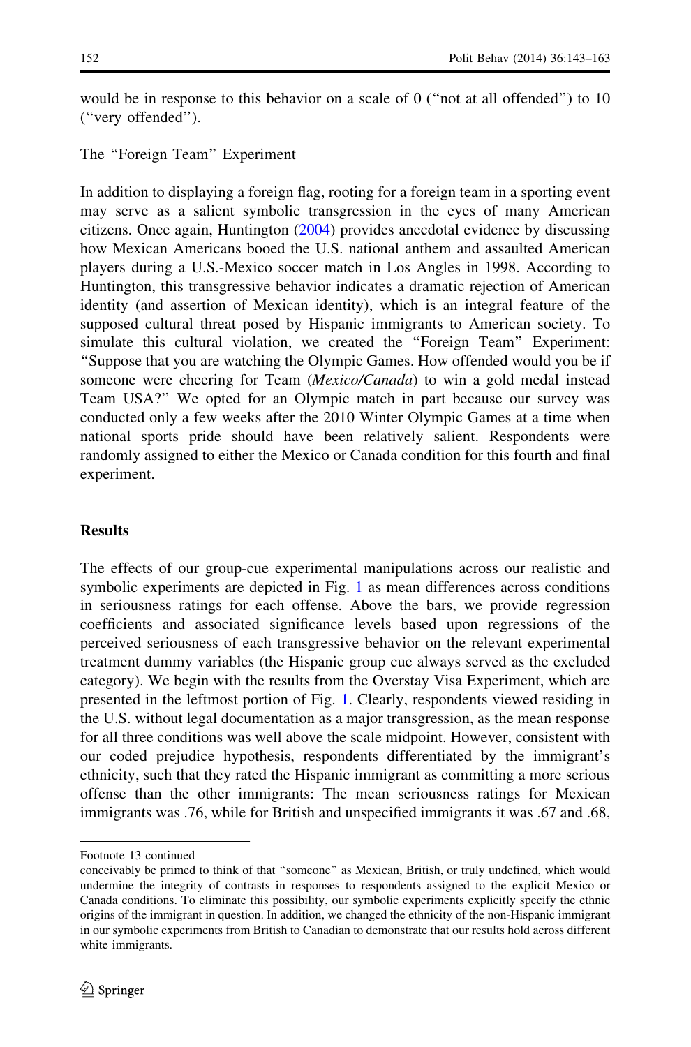would be in response to this behavior on a scale of 0 ("not at all offended") to 10 ("very offended").

The "Foreign Team" Experiment

In addition to displaying a foreign flag, rooting for a foreign team in a sporting event may serve as a salient symbolic transgression in the eyes of many American citizens. Once again, Huntington (2004) provides anecdotal evidence by discussing how Mexican Americans booed the U.S. national anthem and assaulted American players during a U.S.-Mexico soccer match in Los Angles in 1998. According to Huntington, this transgressive behavior indicates a dramatic rejection of American identity (and assertion of Mexican identity), which is an integral feature of the supposed cultural threat posed by Hispanic immigrants to American society. To simulate this cultural violation, we created the "Foreign Team" Experiment: "Suppose that you are watching the Olympic Games. How offended would you be if someone were cheering for Team (*Mexico/Canada*) to win a gold medal instead Team USA?" We opted for an Olympic match in part because our survey was conducted only a few weeks after the 2010 Winter Olympic Games at a time when national sports pride should have been relatively salient. Respondents were randomly assigned to either the Mexico or Canada condition for this fourth and final experiment.

## Results

The effects of our group-cue experimental manipulations across our realistic and symbolic experiments are depicted in Fig. 1 as mean differences across conditions in seriousness ratings for each offense. Above the bars, we provide regression coefficients and associated significance levels based upon regressions of the perceived seriousness of each transgressive behavior on the relevant experimental treatment dummy variables (the Hispanic group cue always served as the excluded category). We begin with the results from the Overstay Visa Experiment, which are presented in the leftmost portion of Fig. 1. Clearly, respondents viewed residing in the U.S. without legal documentation as a major transgression, as the mean response for all three conditions was well above the scale midpoint. However, consistent with our coded prejudice hypothesis, respondents differentiated by the immigrant's ethnicity, such that they rated the Hispanic immigrant as committing a more serious offense than the other immigrants: The mean seriousness ratings for Mexican immigrants was .76, while for British and unspecified immigrants it was .67 and .68,

---

Footnote 13 continued

conceivably be primed to think of that "someone" as Mexican, British, or truly undefined, which would undermine the integrity of contrasts in responses to respondents assigned to the explicit Mexico or Canada conditions. To eliminate this possibility, our symbolic experiments explicitly specify the ethnic origins of the immigrant in question. In addition, we changed the ethnicity of the non-Hispanic immigrant in our symbolic experiments from British to Canadian to demonstrate that our results hold across different white immigrants.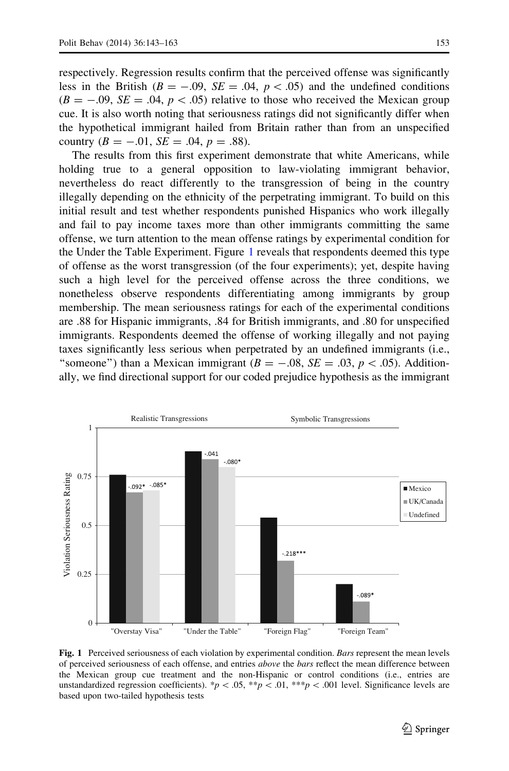respectively. Regression results confirm that the perceived offense was significantly less in the British ($B = -.09$, $SE = .04$, $p < .05$) and the undefined conditions ($B = -.09$, $SE = .04$, $p < .05$) relative to those who received the Mexican group cue. It is also worth noting that seriousness ratings did not significantly differ when the hypothetical immigrant hailed from Britain rather than from an unspecified country ($B = -.01$, $SE = .04$, $p = .88$).

The results from this first experiment demonstrate that white Americans, while holding true to a general opposition to law-violating immigrant behavior, nevertheless do react differently to the transgression of being in the country illegally depending on the ethnicity of the perpetrating immigrant. To build on this initial result and test whether respondents punished Hispanics who work illegally and fail to pay income taxes more than other immigrants committing the same offense, we turn attention to the mean offense ratings by experimental condition for the Under the Table Experiment. Figure 1 reveals that respondents deemed this type of offense as the worst transgression (of the four experiments); yet, despite having such a high level for the perceived offense across the three conditions, we nonetheless observe respondents differentiating among immigrants by group membership. The mean seriousness ratings for each of the experimental conditions are .88 for Hispanic immigrants, .84 for British immigrants, and .80 for unspecified immigrants. Respondents deemed the offense of working illegally and not paying taxes significantly less serious when perpetrated by an undefined immigrants (i.e., "someone") than a Mexican immigrant ($B = -.08$, $SE = .03$, $p < .05$). Additionally, we find directional support for our coded prejudice hypothesis as the immigrant

**Fig. 1** Perceived seriousness of each violation by experimental condition. *Bars* represent the mean levels of perceived seriousness of each offense, and entries *above* the *bars* reflect the mean difference between the Mexican group cue treatment and the non-Hispanic or control conditions (i.e., entries are unstandardized regression coefficients). \*$p < .05$, \*\*$p < .01$, \*\*\*$p < .001$ level. Significance levels are based upon two-tailed hypothesis tests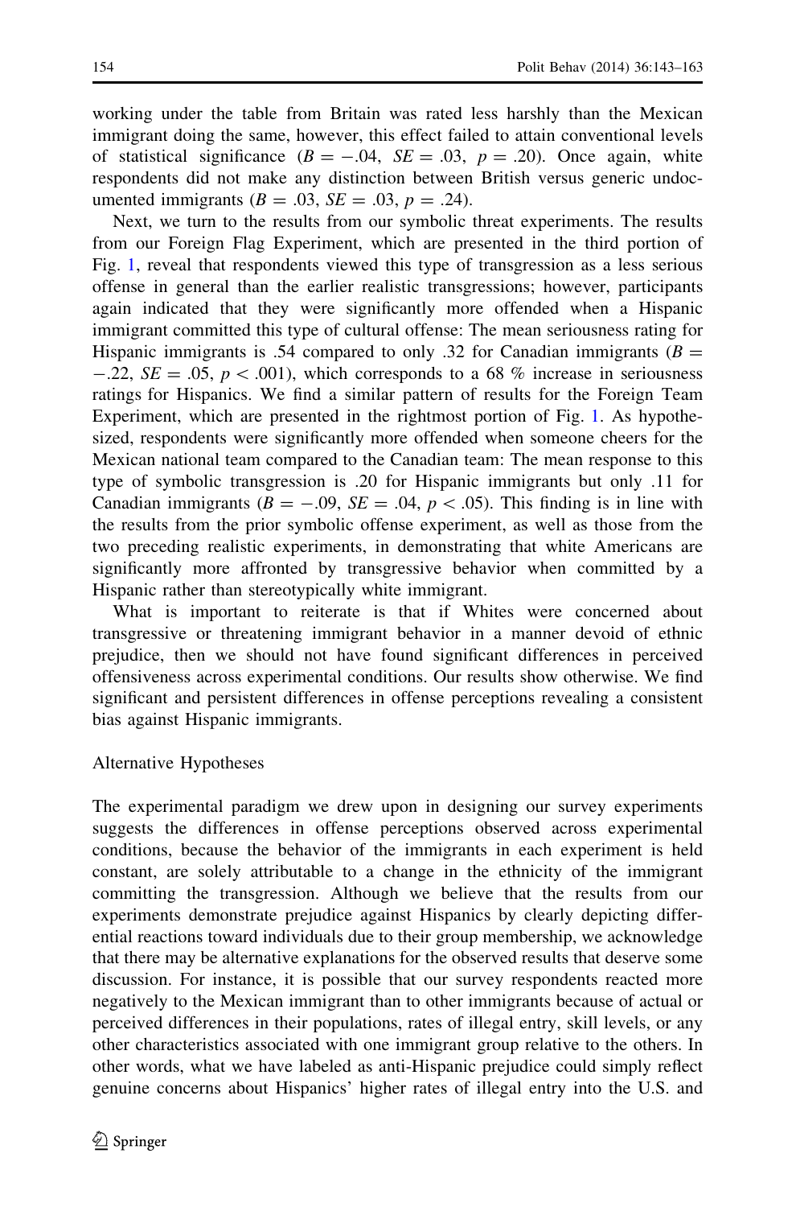working under the table from Britain was rated less harshly than the Mexican immigrant doing the same, however, this effect failed to attain conventional levels of statistical significance ($B = -.04$, $SE = .03$, $p = .20$). Once again, white respondents did not make any distinction between British versus generic undocumented immigrants ($B = .03$, $SE = .03$, $p = .24$).

Next, we turn to the results from our symbolic threat experiments. The results from our Foreign Flag Experiment, which are presented in the third portion of Fig. 1, reveal that respondents viewed this type of transgression as a less serious offense in general than the earlier realistic transgressions; however, participants again indicated that they were significantly more offended when a Hispanic immigrant committed this type of cultural offense: The mean seriousness rating for Hispanic immigrants is .54 compared to only .32 for Canadian immigrants ($B = -.22$, $SE = .05$, $p < .001$), which corresponds to a 68 % increase in seriousness ratings for Hispanics. We find a similar pattern of results for the Foreign Team Experiment, which are presented in the rightmost portion of Fig. 1. As hypothesized, respondents were significantly more offended when someone cheers for the Mexican national team compared to the Canadian team: The mean response to this type of symbolic transgression is .20 for Hispanic immigrants but only .11 for Canadian immigrants ($B = -.09$, $SE = .04$, $p < .05$). This finding is in line with the results from the prior symbolic offense experiment, as well as those from the two preceding realistic experiments, in demonstrating that white Americans are significantly more affronted by transgressive behavior when committed by a Hispanic rather than stereotypically white immigrant.

What is important to reiterate is that if Whites were concerned about transgressive or threatening immigrant behavior in a manner devoid of ethnic prejudice, then we should not have found significant differences in perceived offensiveness across experimental conditions. Our results show otherwise. We find significant and persistent differences in offense perceptions revealing a consistent bias against Hispanic immigrants.

## Alternative Hypotheses

The experimental paradigm we drew upon in designing our survey experiments suggests the differences in offense perceptions observed across experimental conditions, because the behavior of the immigrants in each experiment is held constant, are solely attributable to a change in the ethnicity of the immigrant committing the transgression. Although we believe that the results from our experiments demonstrate prejudice against Hispanics by clearly depicting differential reactions toward individuals due to their group membership, we acknowledge that there may be alternative explanations for the observed results that deserve some discussion. For instance, it is possible that our survey respondents reacted more negatively to the Mexican immigrant than to other immigrants because of actual or perceived differences in their populations, rates of illegal entry, skill levels, or any other characteristics associated with one immigrant group relative to the others. In other words, what we have labeled as anti-Hispanic prejudice could simply reflect genuine concerns about Hispanics' higher rates of illegal entry into the U.S. and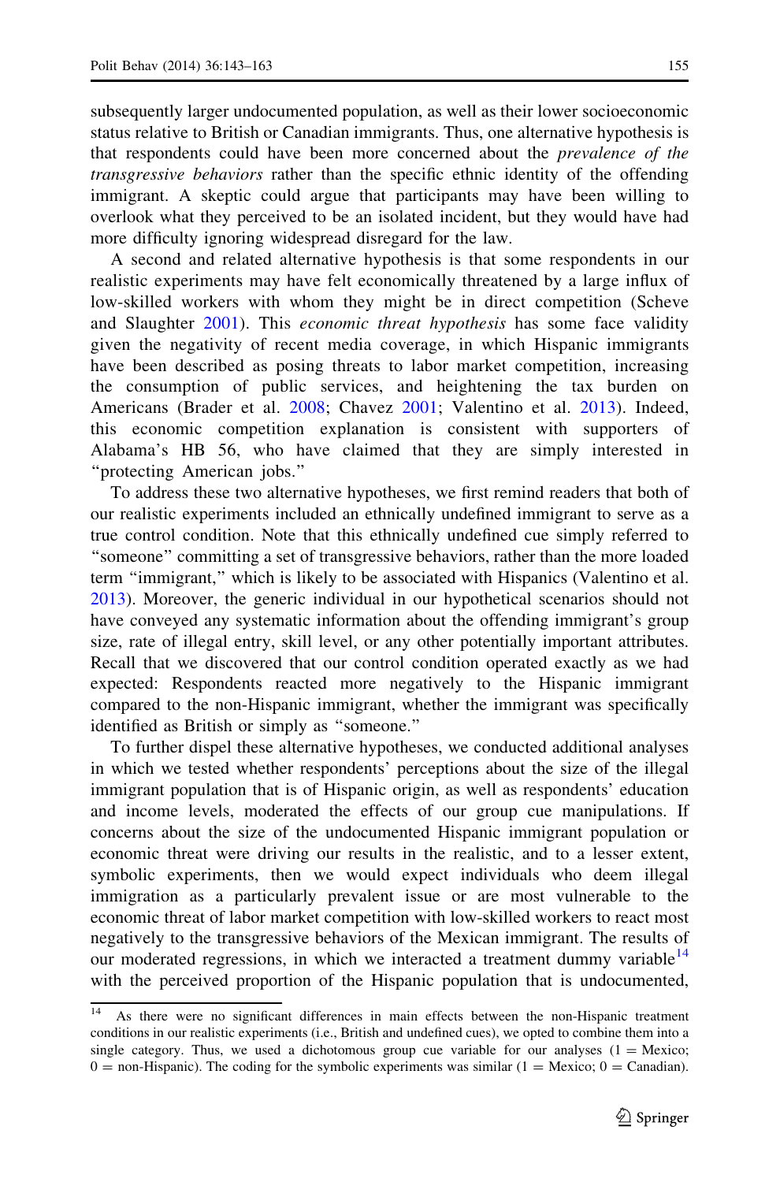subsequently larger undocumented population, as well as their lower socioeconomic status relative to British or Canadian immigrants. Thus, one alternative hypothesis is that respondents could have been more concerned about the *prevalence of the transgressive behaviors* rather than the specific ethnic identity of the offending immigrant. A skeptic could argue that participants may have been willing to overlook what they perceived to be an isolated incident, but they would have had more difficulty ignoring widespread disregard for the law.

A second and related alternative hypothesis is that some respondents in our realistic experiments may have felt economically threatened by a large influx of low-skilled workers with whom they might be in direct competition (Scheve and Slaughter 2001). This *economic threat hypothesis* has some face validity given the negativity of recent media coverage, in which Hispanic immigrants have been described as posing threats to labor market competition, increasing the consumption of public services, and heightening the tax burden on Americans (Brader et al. 2008; Chavez 2001; Valentino et al. 2013). Indeed, this economic competition explanation is consistent with supporters of Alabama's HB 56, who have claimed that they are simply interested in "protecting American jobs."

To address these two alternative hypotheses, we first remind readers that both of our realistic experiments included an ethnically undefined immigrant to serve as a true control condition. Note that this ethnically undefined cue simply referred to "someone" committing a set of transgressive behaviors, rather than the more loaded term "immigrant," which is likely to be associated with Hispanics (Valentino et al. 2013). Moreover, the generic individual in our hypothetical scenarios should not have conveyed any systematic information about the offending immigrant's group size, rate of illegal entry, skill level, or any other potentially important attributes. Recall that we discovered that our control condition operated exactly as we had expected: Respondents reacted more negatively to the Hispanic immigrant compared to the non-Hispanic immigrant, whether the immigrant was specifically identified as British or simply as "someone."

To further dispel these alternative hypotheses, we conducted additional analyses in which we tested whether respondents' perceptions about the size of the illegal immigrant population that is of Hispanic origin, as well as respondents' education and income levels, moderated the effects of our group cue manipulations. If concerns about the size of the undocumented Hispanic immigrant population or economic threat were driving our results in the realistic, and to a lesser extent, symbolic experiments, then we would expect individuals who deem illegal immigration as a particularly prevalent issue or are most vulnerable to the economic threat of labor market competition with low-skilled workers to react most negatively to the transgressive behaviors of the Mexican immigrant. The results of our moderated regressions, in which we interacted a treatment dummy variable[14] with the perceived proportion of the Hispanic population that is undocumented,

[14] As there were no significant differences in main effects between the non-Hispanic treatment conditions in our realistic experiments (i.e., British and undefined cues), we opted to combine them into a single category. Thus, we used a dichotomous group cue variable for our analyses (1 = Mexico; 0 = non-Hispanic). The coding for the symbolic experiments was similar (1 = Mexico; 0 = Canadian).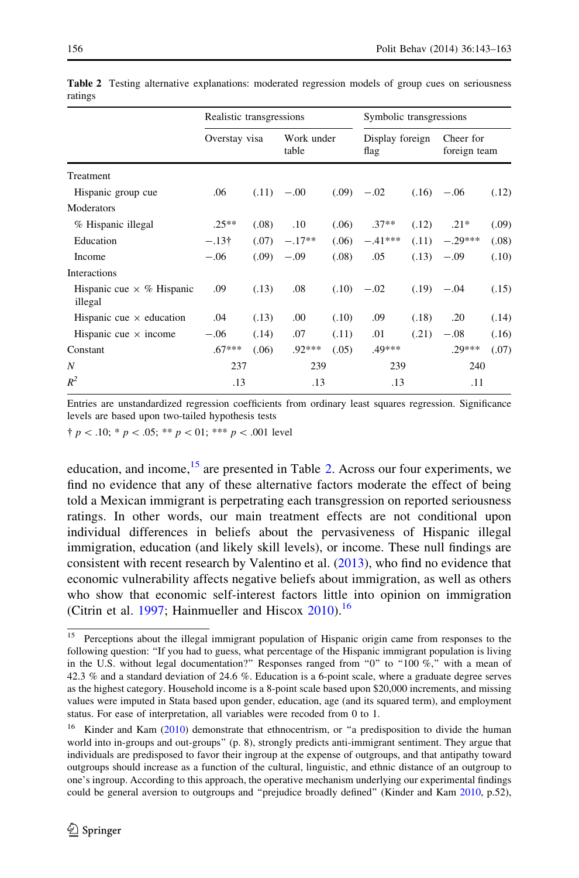**Table 2** Testing alternative explanations: moderated regression models of group cues on seriousness ratings

| | Realistic transgressions | | | | Symbolic transgressions | | | |
|---|---|---|---|---|---|---|---|---|
| | Overstay visa | | Work under table | | Display foreign flag | | Cheer for foreign team | |
| Treatment | | | | | | | | |
| Hispanic group cue | .06 | (.11) | −.00 | (.09) | −.02 | (.16) | −.06 | (.12) |
| Moderators | | | | | | | | |
| % Hispanic illegal | .25** | (.08) | .10 | (.06) | .37** | (.12) | .21* | (.09) |
| Education | −.13† | (.07) | −.17** | (.06) | −.41*** | (.11) | −.29*** | (.08) |
| Income | −.06 | (.09) | −.09 | (.08) | .05 | (.13) | −.09 | (.10) |
| Interactions | | | | | | | | |
| Hispanic cue × % Hispanic illegal | .09 | (.13) | .08 | (.10) | −.02 | (.19) | −.04 | (.15) |
| Hispanic cue × education | .04 | (.13) | .00 | (.10) | .09 | (.18) | .20 | (.14) |
| Hispanic cue × income | −.06 | (.14) | .07 | (.11) | .01 | (.21) | −.08 | (.16) |
| Constant | .67*** | (.06) | .92*** | (.05) | .49*** | | .29*** | (.07) |
| *N* | 237 | | 239 | | 239 | | 240 | |
| $R^2$ | .13 | | .13 | | .13 | | .11 | |

Entries are unstandardized regression coefficients from ordinary least squares regression. Significance levels are based upon two-tailed hypothesis tests

† $p < .10$; * $p < .05$; ** $p < 01$; *** $p < .001$ level

education, and income,[15] are presented in Table 2. Across our four experiments, we find no evidence that any of these alternative factors moderate the effect of being told a Mexican immigrant is perpetrating each transgression on reported seriousness ratings. In other words, our main treatment effects are not conditional upon individual differences in beliefs about the pervasiveness of Hispanic illegal immigration, education (and likely skill levels), or income. These null findings are consistent with recent research by Valentino et al. (2013), who find no evidence that economic vulnerability affects negative beliefs about immigration, as well as others who show that economic self-interest factors little into opinion on immigration (Citrin et al. 1997; Hainmueller and Hiscox 2010).[16]

[15] Perceptions about the illegal immigrant population of Hispanic origin came from responses to the following question: "If you had to guess, what percentage of the Hispanic immigrant population is living in the U.S. without legal documentation?" Responses ranged from "0" to "100 %," with a mean of 42.3 % and a standard deviation of 24.6 %. Education is a 6-point scale, where a graduate degree serves as the highest category. Household income is a 8-point scale based upon $20,000 increments, and missing values were imputed in Stata based upon gender, education, age (and its squared term), and employment status. For ease of interpretation, all variables were recoded from 0 to 1.

[16] Kinder and Kam (2010) demonstrate that ethnocentrism, or "a predisposition to divide the human world into in-groups and out-groups" (p. 8), strongly predicts anti-immigrant sentiment. They argue that individuals are predisposed to favor their ingroup at the expense of outgroups, and that antipathy toward outgroups should increase as a function of the cultural, linguistic, and ethnic distance of an outgroup to one's ingroup. According to this approach, the operative mechanism underlying our experimental findings could be general aversion to outgroups and "prejudice broadly defined" (Kinder and Kam 2010, p.52),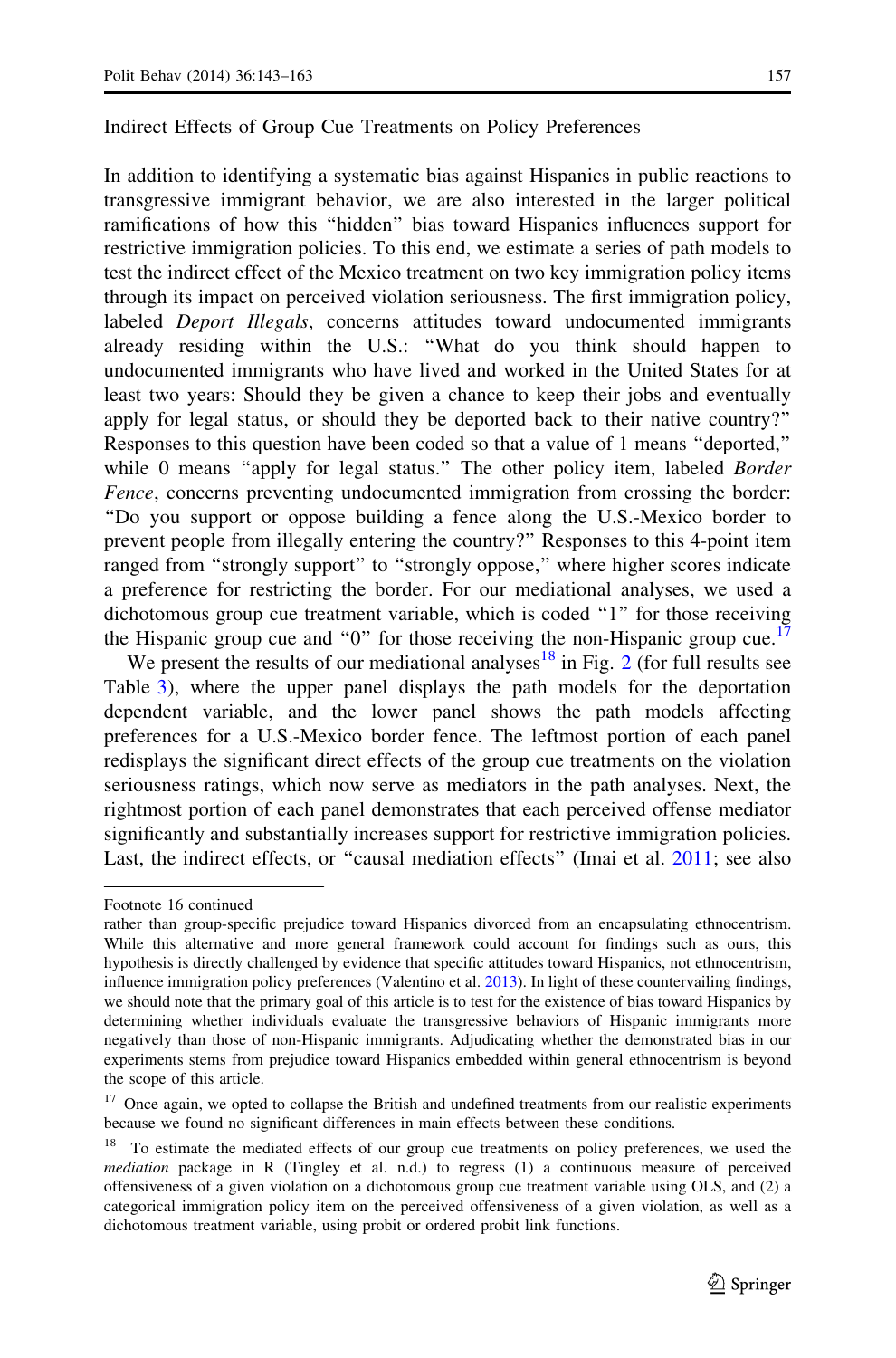## Indirect Effects of Group Cue Treatments on Policy Preferences

In addition to identifying a systematic bias against Hispanics in public reactions to transgressive immigrant behavior, we are also interested in the larger political ramifications of how this "hidden" bias toward Hispanics influences support for restrictive immigration policies. To this end, we estimate a series of path models to test the indirect effect of the Mexico treatment on two key immigration policy items through its impact on perceived violation seriousness. The first immigration policy, labeled *Deport Illegals*, concerns attitudes toward undocumented immigrants already residing within the U.S.: "What do you think should happen to undocumented immigrants who have lived and worked in the United States for at least two years: Should they be given a chance to keep their jobs and eventually apply for legal status, or should they be deported back to their native country?" Responses to this question have been coded so that a value of 1 means "deported," while 0 means "apply for legal status." The other policy item, labeled *Border Fence*, concerns preventing undocumented immigration from crossing the border: "Do you support or oppose building a fence along the U.S.-Mexico border to prevent people from illegally entering the country?" Responses to this 4-point item ranged from "strongly support" to "strongly oppose," where higher scores indicate a preference for restricting the border. For our mediational analyses, we used a dichotomous group cue treatment variable, which is coded "1" for those receiving the Hispanic group cue and "0" for those receiving the non-Hispanic group cue.[17]

We present the results of our mediational analyses[18] in Fig. 2 (for full results see Table 3), where the upper panel displays the path models for the deportation dependent variable, and the lower panel shows the path models affecting preferences for a U.S.-Mexico border fence. The leftmost portion of each panel redisplays the significant direct effects of the group cue treatments on the violation seriousness ratings, which now serve as mediators in the path analyses. Next, the rightmost portion of each panel demonstrates that each perceived offense mediator significantly and substantially increases support for restrictive immigration policies. Last, the indirect effects, or "causal mediation effects" (Imai et al. 2011; see also

---

Footnote 16 continued

rather than group-specific prejudice toward Hispanics divorced from an encapsulating ethnocentrism. While this alternative and more general framework could account for findings such as ours, this hypothesis is directly challenged by evidence that specific attitudes toward Hispanics, not ethnocentrism, influence immigration policy preferences (Valentino et al. 2013). In light of these countervailing findings, we should note that the primary goal of this article is to test for the existence of bias toward Hispanics by determining whether individuals evaluate the transgressive behaviors of Hispanic immigrants more negatively than those of non-Hispanic immigrants. Adjudicating whether the demonstrated bias in our experiments stems from prejudice toward Hispanics embedded within general ethnocentrism is beyond the scope of this article.

[17] Once again, we opted to collapse the British and undefined treatments from our realistic experiments because we found no significant differences in main effects between these conditions.

[18] To estimate the mediated effects of our group cue treatments on policy preferences, we used the *mediation* package in R (Tingley et al. n.d.) to regress (1) a continuous measure of perceived offensiveness of a given violation on a dichotomous group cue treatment variable using OLS, and (2) a categorical immigration policy item on the perceived offensiveness of a given violation, as well as a dichotomous treatment variable, using probit or ordered probit link functions.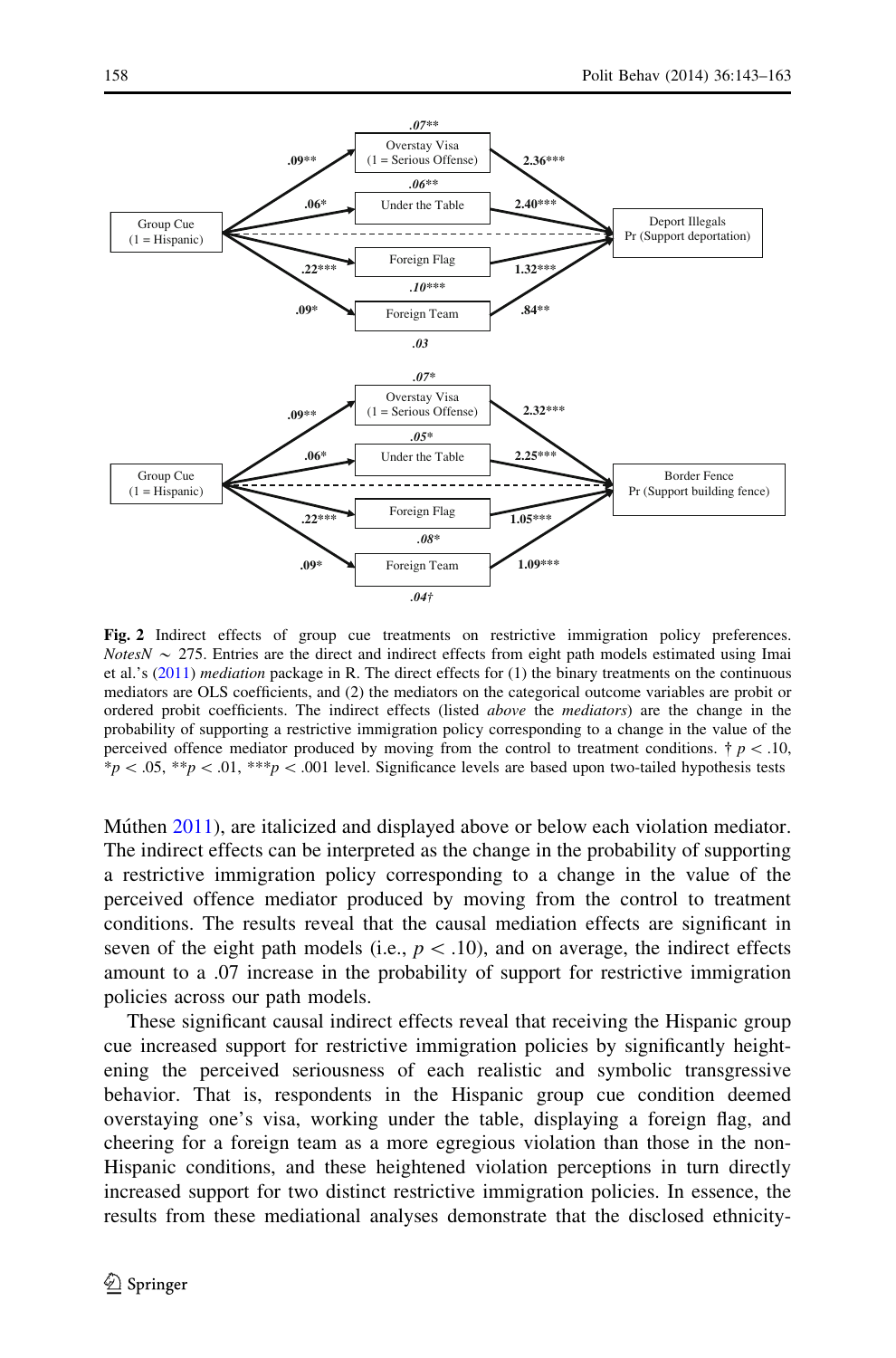**Fig. 2** Indirect effects of group cue treatments on restrictive immigration policy preferences. *Notes* $N \sim 275$. Entries are the direct and indirect effects from eight path models estimated using Imai et al.'s (2011) *mediation* package in R. The direct effects for (1) the binary treatments on the continuous mediators are OLS coefficients, and (2) the mediators on the categorical outcome variables are probit or ordered probit coefficients. The indirect effects (listed *above* the *mediators*) are the change in the probability of supporting a restrictive immigration policy corresponding to a change in the value of the perceived offence mediator produced by moving from the control to treatment conditions. † $p < .10$, \*$p < .05$, \*\*$p < .01$, \*\*\*$p < .001$ level. Significance levels are based upon two-tailed hypothesis tests

Múthen 2011), are italicized and displayed above or below each violation mediator. The indirect effects can be interpreted as the change in the probability of supporting a restrictive immigration policy corresponding to a change in the value of the perceived offence mediator produced by moving from the control to treatment conditions. The results reveal that the causal mediation effects are significant in seven of the eight path models (i.e., $p < .10$), and on average, the indirect effects amount to a .07 increase in the probability of support for restrictive immigration policies across our path models.

These significant causal indirect effects reveal that receiving the Hispanic group cue increased support for restrictive immigration policies by significantly heightening the perceived seriousness of each realistic and symbolic transgressive behavior. That is, respondents in the Hispanic group cue condition deemed overstaying one's visa, working under the table, displaying a foreign flag, and cheering for a foreign team as a more egregious violation than those in the non-Hispanic conditions, and these heightened violation perceptions in turn directly increased support for two distinct restrictive immigration policies. In essence, the results from these mediational analyses demonstrate that the disclosed ethnicity-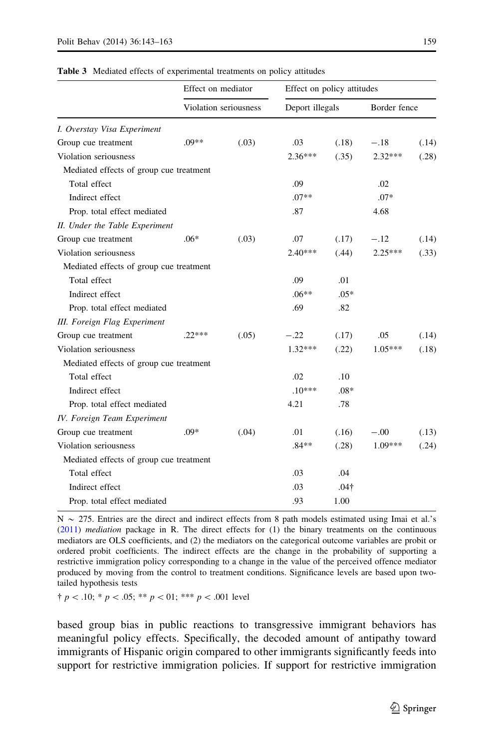**Table 3** Mediated effects of experimental treatments on policy attitudes

| | Effect on mediator | | Effect on policy attitudes | | | |
|---|---|---|---|---|---|---|
| | Violation seriousness | | Deport illegals | | Border fence | |
| *I. Overstay Visa Experiment* | | | | | | |
| Group cue treatment | .09** | (.03) | .03 | (.18) | −.18 | (.14) |
| Violation seriousness | | | 2.36*** | (.35) | 2.32*** | (.28) |
| Mediated effects of group cue treatment | | | | | | |
| Total effect | | | .09 | | .02 | |
| Indirect effect | | | .07** | | .07* | |
| Prop. total effect mediated | | | .87 | | 4.68 | |
| *II. Under the Table Experiment* | | | | | | |
| Group cue treatment | .06* | (.03) | .07 | (.17) | −.12 | (.14) |
| Violation seriousness | | | 2.40*** | (.44) | 2.25*** | (.33) |
| Mediated effects of group cue treatment | | | | | | |
| Total effect | | | .09 | .01 | | |
| Indirect effect | | | .06** | .05* | | |
| Prop. total effect mediated | | | .69 | .82 | | |
| *III. Foreign Flag Experiment* | | | | | | |
| Group cue treatment | .22*** | (.05) | −.22 | (.17) | .05 | (.14) |
| Violation seriousness | | | 1.32*** | (.22) | 1.05*** | (.18) |
| Mediated effects of group cue treatment | | | | | | |
| Total effect | | | .02 | .10 | | |
| Indirect effect | | | .10*** | .08* | | |
| Prop. total effect mediated | | | 4.21 | .78 | | |
| *IV. Foreign Team Experiment* | | | | | | |
| Group cue treatment | .09* | (.04) | .01 | (.16) | −.00 | (.13) |
| Violation seriousness | | | .84** | (.28) | 1.09*** | (.24) |
| Mediated effects of group cue treatment | | | | | | |
| Total effect | | | .03 | .04 | | |
| Indirect effect | | | .03 | .04† | | |
| Prop. total effect mediated | | | .93 | 1.00 | | |

N ~ 275. Entries are the direct and indirect effects from 8 path models estimated using Imai et al.'s (2011) *mediation* package in R. The direct effects for (1) the binary treatments on the continuous mediators are OLS coefficients, and (2) the mediators on the categorical outcome variables are probit or ordered probit coefficients. The indirect effects are the change in the probability of supporting a restrictive immigration policy corresponding to a change in the value of the perceived offence mediator produced by moving from the control to treatment conditions. Significance levels are based upon two-tailed hypothesis tests

† $p < .10$; * $p < .05$; ** $p < 01$; *** $p < .001$ level

based group bias in public reactions to transgressive immigrant behaviors has meaningful policy effects. Specifically, the decoded amount of antipathy toward immigrants of Hispanic origin compared to other immigrants significantly feeds into support for restrictive immigration policies. If support for restrictive immigration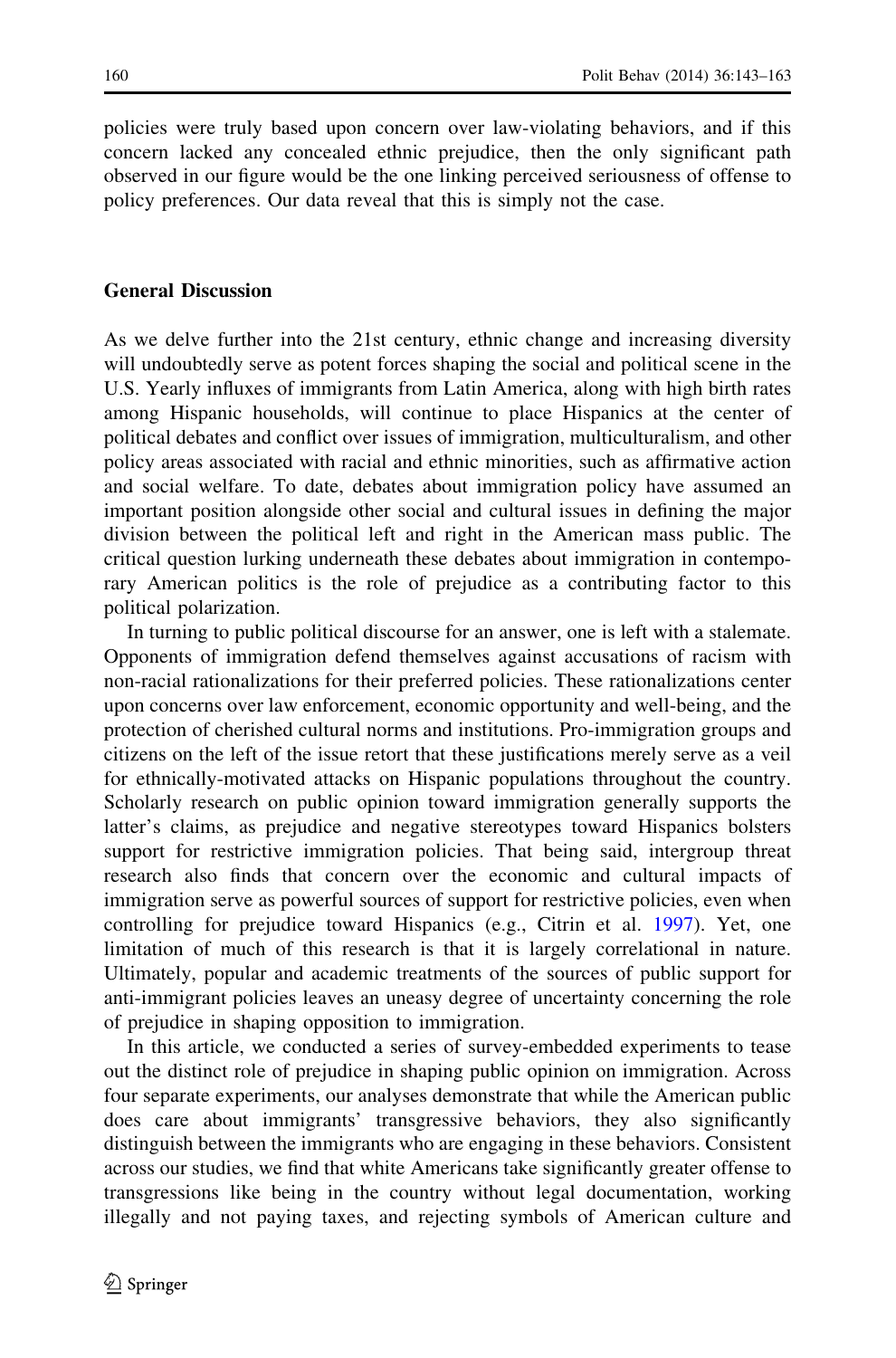policies were truly based upon concern over law-violating behaviors, and if this concern lacked any concealed ethnic prejudice, then the only significant path observed in our figure would be the one linking perceived seriousness of offense to policy preferences. Our data reveal that this is simply not the case.

## General Discussion

As we delve further into the 21st century, ethnic change and increasing diversity will undoubtedly serve as potent forces shaping the social and political scene in the U.S. Yearly influxes of immigrants from Latin America, along with high birth rates among Hispanic households, will continue to place Hispanics at the center of political debates and conflict over issues of immigration, multiculturalism, and other policy areas associated with racial and ethnic minorities, such as affirmative action and social welfare. To date, debates about immigration policy have assumed an important position alongside other social and cultural issues in defining the major division between the political left and right in the American mass public. The critical question lurking underneath these debates about immigration in contemporary American politics is the role of prejudice as a contributing factor to this political polarization.

In turning to public political discourse for an answer, one is left with a stalemate. Opponents of immigration defend themselves against accusations of racism with non-racial rationalizations for their preferred policies. These rationalizations center upon concerns over law enforcement, economic opportunity and well-being, and the protection of cherished cultural norms and institutions. Pro-immigration groups and citizens on the left of the issue retort that these justifications merely serve as a veil for ethnically-motivated attacks on Hispanic populations throughout the country. Scholarly research on public opinion toward immigration generally supports the latter's claims, as prejudice and negative stereotypes toward Hispanics bolsters support for restrictive immigration policies. That being said, intergroup threat research also finds that concern over the economic and cultural impacts of immigration serve as powerful sources of support for restrictive policies, even when controlling for prejudice toward Hispanics (e.g., Citrin et al. 1997). Yet, one limitation of much of this research is that it is largely correlational in nature. Ultimately, popular and academic treatments of the sources of public support for anti-immigrant policies leaves an uneasy degree of uncertainty concerning the role of prejudice in shaping opposition to immigration.

In this article, we conducted a series of survey-embedded experiments to tease out the distinct role of prejudice in shaping public opinion on immigration. Across four separate experiments, our analyses demonstrate that while the American public does care about immigrants' transgressive behaviors, they also significantly distinguish between the immigrants who are engaging in these behaviors. Consistent across our studies, we find that white Americans take significantly greater offense to transgressions like being in the country without legal documentation, working illegally and not paying taxes, and rejecting symbols of American culture and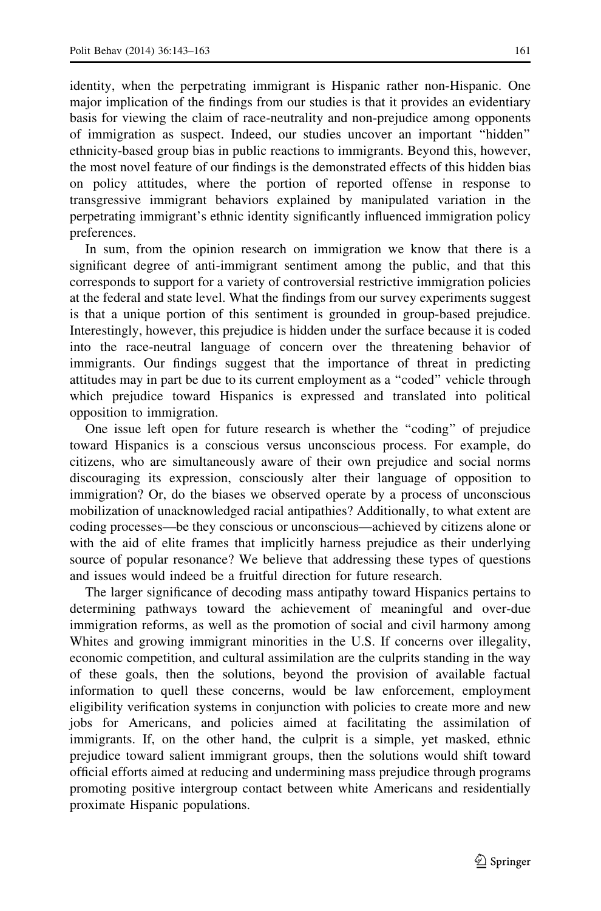identity, when the perpetrating immigrant is Hispanic rather non-Hispanic. One major implication of the findings from our studies is that it provides an evidentiary basis for viewing the claim of race-neutrality and non-prejudice among opponents of immigration as suspect. Indeed, our studies uncover an important "hidden" ethnicity-based group bias in public reactions to immigrants. Beyond this, however, the most novel feature of our findings is the demonstrated effects of this hidden bias on policy attitudes, where the portion of reported offense in response to transgressive immigrant behaviors explained by manipulated variation in the perpetrating immigrant's ethnic identity significantly influenced immigration policy preferences.

In sum, from the opinion research on immigration we know that there is a significant degree of anti-immigrant sentiment among the public, and that this corresponds to support for a variety of controversial restrictive immigration policies at the federal and state level. What the findings from our survey experiments suggest is that a unique portion of this sentiment is grounded in group-based prejudice. Interestingly, however, this prejudice is hidden under the surface because it is coded into the race-neutral language of concern over the threatening behavior of immigrants. Our findings suggest that the importance of threat in predicting attitudes may in part be due to its current employment as a "coded" vehicle through which prejudice toward Hispanics is expressed and translated into political opposition to immigration.

One issue left open for future research is whether the "coding" of prejudice toward Hispanics is a conscious versus unconscious process. For example, do citizens, who are simultaneously aware of their own prejudice and social norms discouraging its expression, consciously alter their language of opposition to immigration? Or, do the biases we observed operate by a process of unconscious mobilization of unacknowledged racial antipathies? Additionally, to what extent are coding processes—be they conscious or unconscious—achieved by citizens alone or with the aid of elite frames that implicitly harness prejudice as their underlying source of popular resonance? We believe that addressing these types of questions and issues would indeed be a fruitful direction for future research.

The larger significance of decoding mass antipathy toward Hispanics pertains to determining pathways toward the achievement of meaningful and over-due immigration reforms, as well as the promotion of social and civil harmony among Whites and growing immigrant minorities in the U.S. If concerns over illegality, economic competition, and cultural assimilation are the culprits standing in the way of these goals, then the solutions, beyond the provision of available factual information to quell these concerns, would be law enforcement, employment eligibility verification systems in conjunction with policies to create more and new jobs for Americans, and policies aimed at facilitating the assimilation of immigrants. If, on the other hand, the culprit is a simple, yet masked, ethnic prejudice toward salient immigrant groups, then the solutions would shift toward official efforts aimed at reducing and undermining mass prejudice through programs promoting positive intergroup contact between white Americans and residentially proximate Hispanic populations.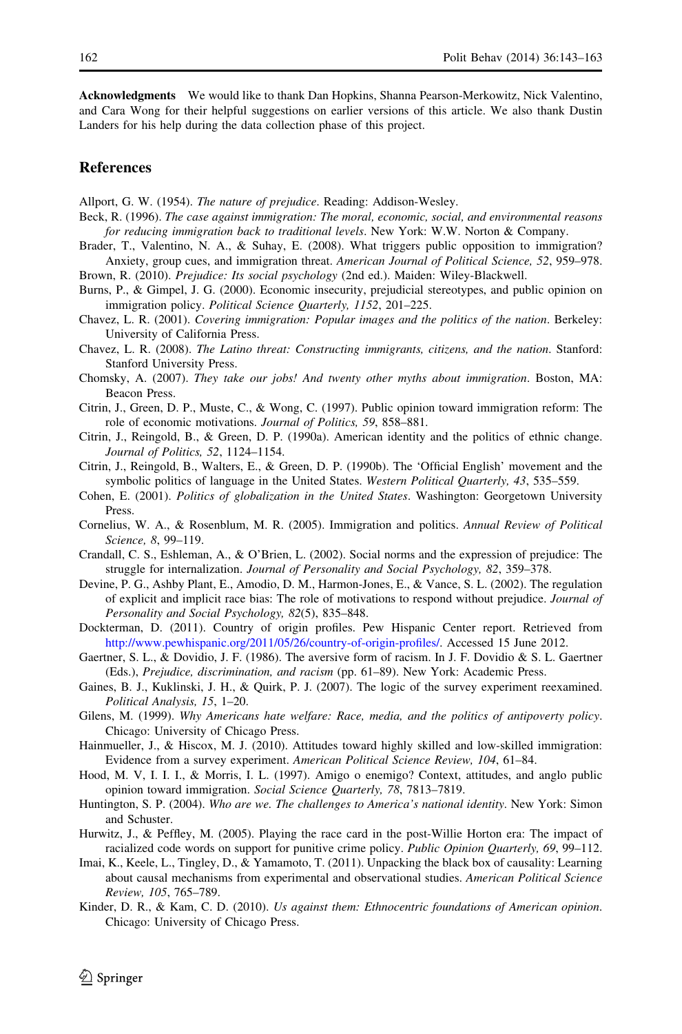**Acknowledgments** We would like to thank Dan Hopkins, Shanna Pearson-Merkowitz, Nick Valentino, and Cara Wong for their helpful suggestions on earlier versions of this article. We also thank Dustin Landers for his help during the data collection phase of this project.

## References

Allport, G. W. (1954). *The nature of prejudice*. Reading: Addison-Wesley.

Beck, R. (1996). *The case against immigration: The moral, economic, social, and environmental reasons for reducing immigration back to traditional levels*. New York: W.W. Norton & Company.

Brader, T., Valentino, N. A., & Suhay, E. (2008). What triggers public opposition to immigration? Anxiety, group cues, and immigration threat. *American Journal of Political Science, 52*, 959–978.

Brown, R. (2010). *Prejudice: Its social psychology* (2nd ed.). Maiden: Wiley-Blackwell.

Burns, P., & Gimpel, J. G. (2000). Economic insecurity, prejudicial stereotypes, and public opinion on immigration policy. *Political Science Quarterly, 1152*, 201–225.

Chavez, L. R. (2001). *Covering immigration: Popular images and the politics of the nation*. Berkeley: University of California Press.

Chavez, L. R. (2008). *The Latino threat: Constructing immigrants, citizens, and the nation*. Stanford: Stanford University Press.

Chomsky, A. (2007). *They take our jobs! And twenty other myths about immigration*. Boston, MA: Beacon Press.

Citrin, J., Green, D. P., Muste, C., & Wong, C. (1997). Public opinion toward immigration reform: The role of economic motivations. *Journal of Politics, 59*, 858–881.

Citrin, J., Reingold, B., & Green, D. P. (1990a). American identity and the politics of ethnic change. *Journal of Politics, 52*, 1124–1154.

Citrin, J., Reingold, B., Walters, E., & Green, D. P. (1990b). The 'Official English' movement and the symbolic politics of language in the United States. *Western Political Quarterly, 43*, 535–559.

Cohen, E. (2001). *Politics of globalization in the United States*. Washington: Georgetown University Press.

Cornelius, W. A., & Rosenblum, M. R. (2005). Immigration and politics. *Annual Review of Political Science, 8*, 99–119.

Crandall, C. S., Eshleman, A., & O'Brien, L. (2002). Social norms and the expression of prejudice: The struggle for internalization. *Journal of Personality and Social Psychology, 82*, 359–378.

Devine, P. G., Ashby Plant, E., Amodio, D. M., Harmon-Jones, E., & Vance, S. L. (2002). The regulation of explicit and implicit race bias: The role of motivations to respond without prejudice. *Journal of Personality and Social Psychology, 82*(5), 835–848.

Dockterman, D. (2011). Country of origin profiles. Pew Hispanic Center report. Retrieved from http://www.pewhispanic.org/2011/05/26/country-of-origin-profiles/. Accessed 15 June 2012.

Gaertner, S. L., & Dovidio, J. F. (1986). The aversive form of racism. In J. F. Dovidio & S. L. Gaertner (Eds.), *Prejudice, discrimination, and racism* (pp. 61–89). New York: Academic Press.

Gaines, B. J., Kuklinski, J. H., & Quirk, P. J. (2007). The logic of the survey experiment reexamined. *Political Analysis, 15*, 1–20.

Gilens, M. (1999). *Why Americans hate welfare: Race, media, and the politics of antipoverty policy*. Chicago: University of Chicago Press.

Hainmueller, J., & Hiscox, M. J. (2010). Attitudes toward highly skilled and low-skilled immigration: Evidence from a survey experiment. *American Political Science Review, 104*, 61–84.

Hood, M. V, I. I. I., & Morris, I. L. (1997). Amigo o enemigo? Context, attitudes, and anglo public opinion toward immigration. *Social Science Quarterly, 78*, 7813–7819.

Huntington, S. P. (2004). *Who are we. The challenges to America's national identity*. New York: Simon and Schuster.

Hurwitz, J., & Peffley, M. (2005). Playing the race card in the post-Willie Horton era: The impact of racialized code words on support for punitive crime policy. *Public Opinion Quarterly, 69*, 99–112.

Imai, K., Keele, L., Tingley, D., & Yamamoto, T. (2011). Unpacking the black box of causality: Learning about causal mechanisms from experimental and observational studies. *American Political Science Review, 105*, 765–789.

Kinder, D. R., & Kam, C. D. (2010). *Us against them: Ethnocentric foundations of American opinion*. Chicago: University of Chicago Press.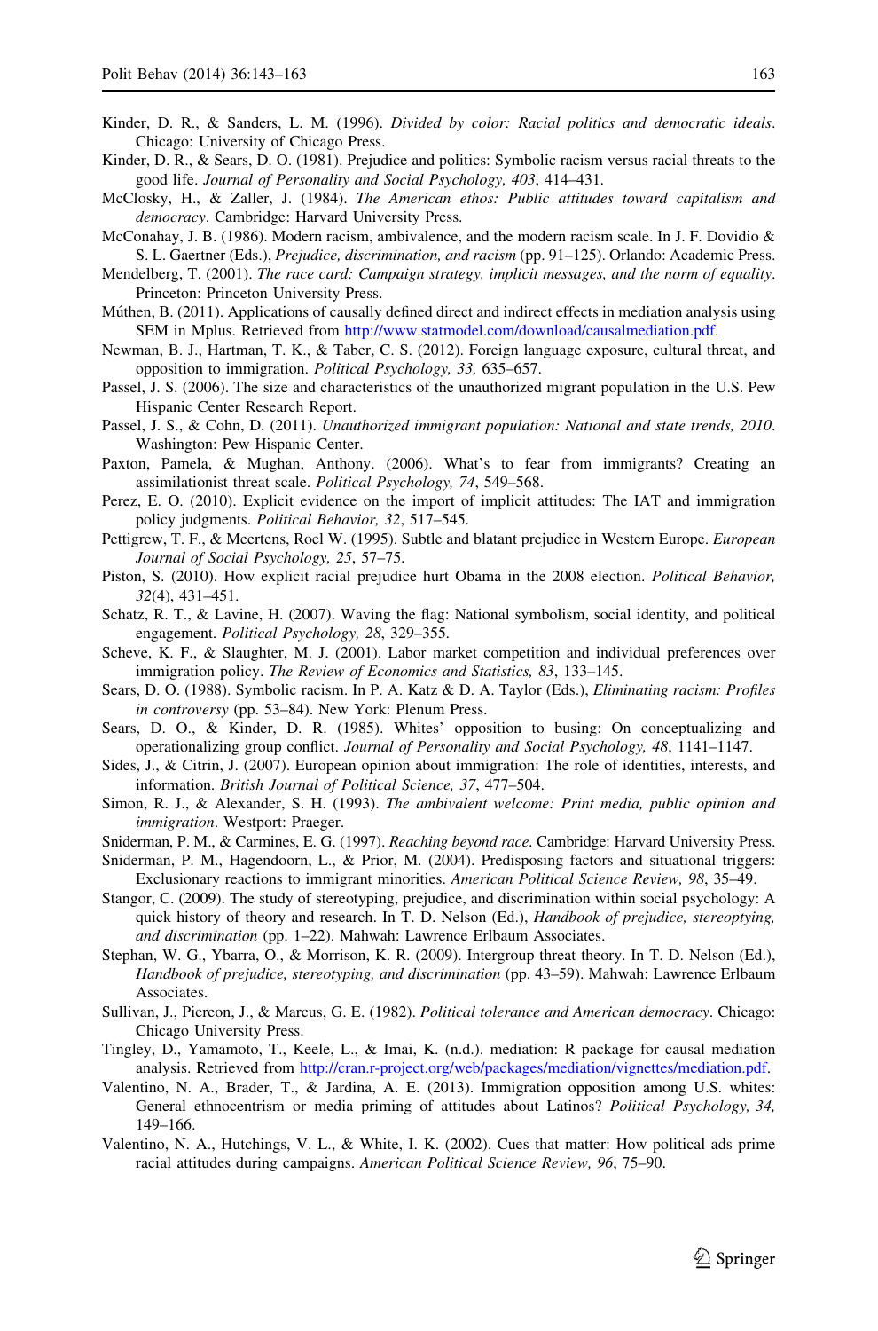Kinder, D. R., & Sanders, L. M. (1996). *Divided by color: Racial politics and democratic ideals*. Chicago: University of Chicago Press.

Kinder, D. R., & Sears, D. O. (1981). Prejudice and politics: Symbolic racism versus racial threats to the good life. *Journal of Personality and Social Psychology, 403*, 414–431.

McClosky, H., & Zaller, J. (1984). *The American ethos: Public attitudes toward capitalism and democracy*. Cambridge: Harvard University Press.

McConahay, J. B. (1986). Modern racism, ambivalence, and the modern racism scale. In J. F. Dovidio & S. L. Gaertner (Eds.), *Prejudice, discrimination, and racism* (pp. 91–125). Orlando: Academic Press.

Mendelberg, T. (2001). *The race card: Campaign strategy, implicit messages, and the norm of equality*. Princeton: Princeton University Press.

Múthen, B. (2011). Applications of causally defined direct and indirect effects in mediation analysis using SEM in Mplus. Retrieved from http://www.statmodel.com/download/causalmediation.pdf.

Newman, B. J., Hartman, T. K., & Taber, C. S. (2012). Foreign language exposure, cultural threat, and opposition to immigration. *Political Psychology, 33,* 635–657.

Passel, J. S. (2006). The size and characteristics of the unauthorized migrant population in the U.S. Pew Hispanic Center Research Report.

Passel, J. S., & Cohn, D. (2011). *Unauthorized immigrant population: National and state trends, 2010*. Washington: Pew Hispanic Center.

Paxton, Pamela, & Mughan, Anthony. (2006). What's to fear from immigrants? Creating an assimilationist threat scale. *Political Psychology, 74*, 549–568.

Perez, E. O. (2010). Explicit evidence on the import of implicit attitudes: The IAT and immigration policy judgments. *Political Behavior, 32*, 517–545.

Pettigrew, T. F., & Meertens, Roel W. (1995). Subtle and blatant prejudice in Western Europe. *European Journal of Social Psychology, 25*, 57–75.

Piston, S. (2010). How explicit racial prejudice hurt Obama in the 2008 election. *Political Behavior, 32*(4), 431–451.

Schatz, R. T., & Lavine, H. (2007). Waving the flag: National symbolism, social identity, and political engagement. *Political Psychology, 28*, 329–355.

Scheve, K. F., & Slaughter, M. J. (2001). Labor market competition and individual preferences over immigration policy. *The Review of Economics and Statistics, 83*, 133–145.

Sears, D. O. (1988). Symbolic racism. In P. A. Katz & D. A. Taylor (Eds.), *Eliminating racism: Profiles in controversy* (pp. 53–84). New York: Plenum Press.

Sears, D. O., & Kinder, D. R. (1985). Whites' opposition to busing: On conceptualizing and operationalizing group conflict. *Journal of Personality and Social Psychology, 48*, 1141–1147.

Sides, J., & Citrin, J. (2007). European opinion about immigration: The role of identities, interests, and information. *British Journal of Political Science, 37*, 477–504.

Simon, R. J., & Alexander, S. H. (1993). *The ambivalent welcome: Print media, public opinion and immigration*. Westport: Praeger.

Sniderman, P. M., & Carmines, E. G. (1997). *Reaching beyond race*. Cambridge: Harvard University Press.

Sniderman, P. M., Hagendoorn, L., & Prior, M. (2004). Predisposing factors and situational triggers: Exclusionary reactions to immigrant minorities. *American Political Science Review, 98*, 35–49.

Stangor, C. (2009). The study of stereotyping, prejudice, and discrimination within social psychology: A quick history of theory and research. In T. D. Nelson (Ed.), *Handbook of prejudice, stereoptying, and discrimination* (pp. 1–22). Mahwah: Lawrence Erlbaum Associates.

Stephan, W. G., Ybarra, O., & Morrison, K. R. (2009). Intergroup threat theory. In T. D. Nelson (Ed.), *Handbook of prejudice, stereotyping, and discrimination* (pp. 43–59). Mahwah: Lawrence Erlbaum Associates.

Sullivan, J., Piereon, J., & Marcus, G. E. (1982). *Political tolerance and American democracy*. Chicago: Chicago University Press.

Tingley, D., Yamamoto, T., Keele, L., & Imai, K. (n.d.). mediation: R package for causal mediation analysis. Retrieved from http://cran.r-project.org/web/packages/mediation/vignettes/mediation.pdf.

Valentino, N. A., Brader, T., & Jardina, A. E. (2013). Immigration opposition among U.S. whites: General ethnocentrism or media priming of attitudes about Latinos? *Political Psychology, 34,* 149–166.

Valentino, N. A., Hutchings, V. L., & White, I. K. (2002). Cues that matter: How political ads prime racial attitudes during campaigns. *American Political Science Review, 96*, 75–90.